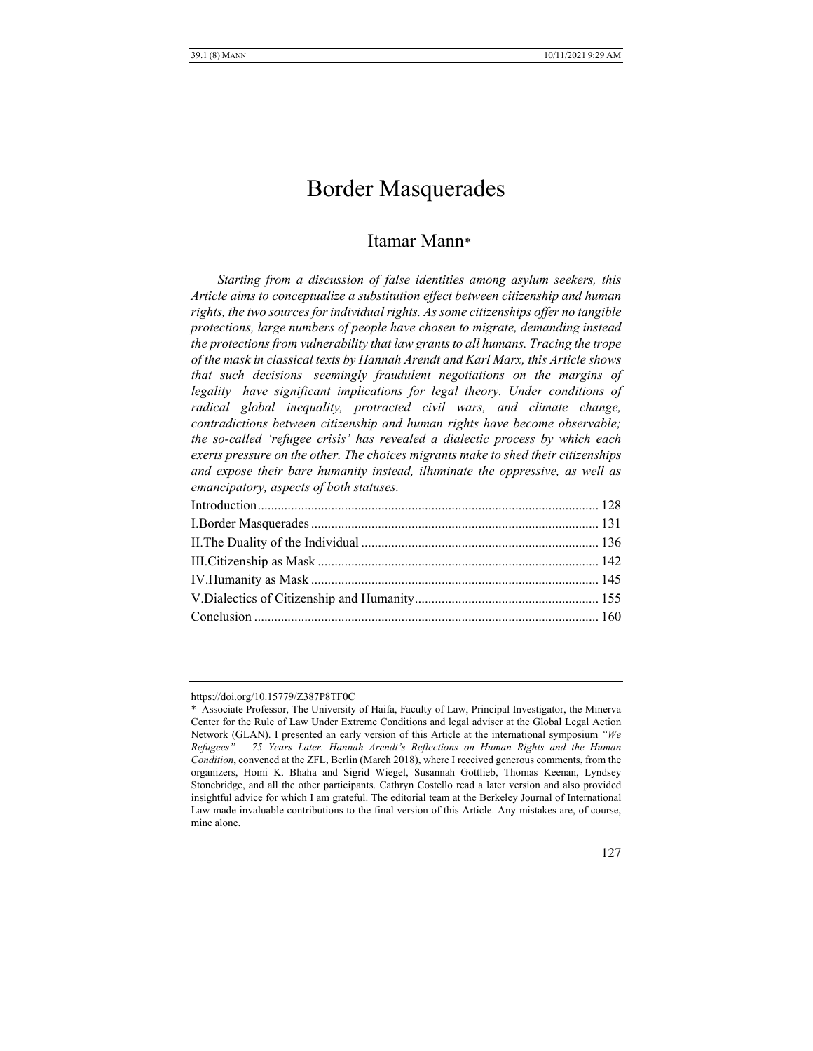# Border Masquerades

## Itamar Mann*

*Starting from a discussion of false identities among asylum seekers, this Article aims to conceptualize a substitution effect between citizenship and human rights, the two sources for individual rights. As some citizenships offer no tangible protections, large numbers of people have chosen to migrate, demanding instead the protections from vulnerability that law grants to all humans. Tracing the trope of the mask in classical texts by Hannah Arendt and Karl Marx, this Article shows that such decisions—seemingly fraudulent negotiations on the margins of legality—have significant implications for legal theory. Under conditions of radical global inequality, protracted civil wars, and climate change, contradictions between citizenship and human rights have become observable; the so-called 'refugee crisis' has revealed a dialectic process by which each exerts pressure on the other. The choices migrants make to shed their citizenships and expose their bare humanity instead, illuminate the oppressive, as well as emancipatory, aspects of both statuses.*

| | |
|---|---|
| Introduction | 128 |
| I. Border Masquerades | 131 |
| II. The Duality of the Individual | 136 |
| III. Citizenship as Mask | 142 |
| IV. Humanity as Mask | 145 |
| V. Dialectics of Citizenship and Humanity | 155 |
| Conclusion | 160 |

https://doi.org/10.15779/Z387P8TF0C

\* Associate Professor, The University of Haifa, Faculty of Law, Principal Investigator, the Minerva Center for the Rule of Law Under Extreme Conditions and legal adviser at the Global Legal Action Network (GLAN). I presented an early version of this Article at the international symposium *"We Refugees" – 75 Years Later. Hannah Arendt's Reflections on Human Rights and the Human Condition*, convened at the ZFL, Berlin (March 2018), where I received generous comments, from the organizers, Homi K. Bhaha and Sigrid Wiegel, Susannah Gottlieb, Thomas Keenan, Lyndsey Stonebridge, and all the other participants. Cathryn Costello read a later version and also provided insightful advice for which I am grateful. The editorial team at the Berkeley Journal of International Law made invaluable contributions to the final version of this Article. Any mistakes are, of course, mine alone.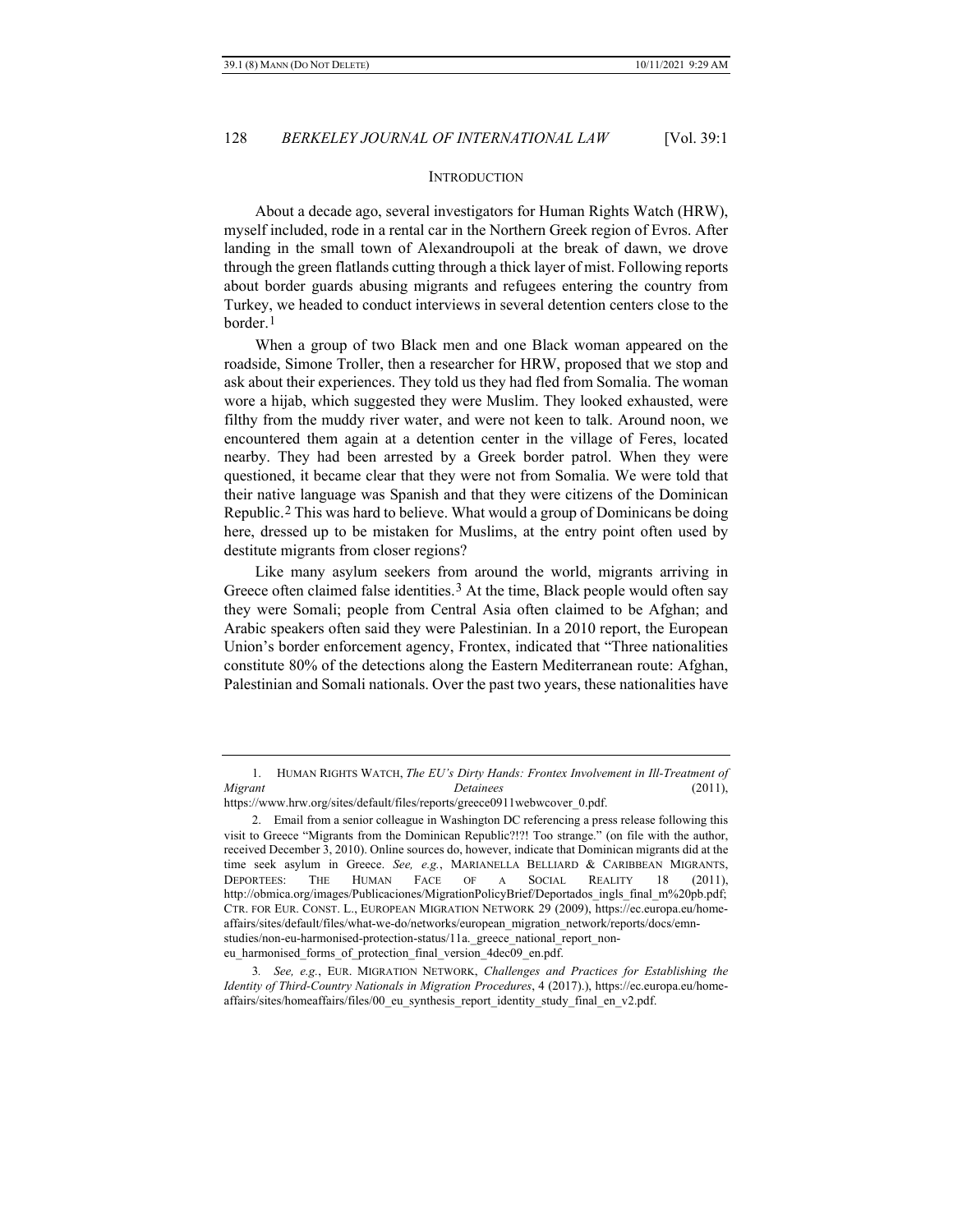## INTRODUCTION

About a decade ago, several investigators for Human Rights Watch (HRW), myself included, rode in a rental car in the Northern Greek region of Evros. After landing in the small town of Alexandroupoli at the break of dawn, we drove through the green flatlands cutting through a thick layer of mist. Following reports about border guards abusing migrants and refugees entering the country from Turkey, we headed to conduct interviews in several detention centers close to the border.[1]

When a group of two Black men and one Black woman appeared on the roadside, Simone Troller, then a researcher for HRW, proposed that we stop and ask about their experiences. They told us they had fled from Somalia. The woman wore a hijab, which suggested they were Muslim. They looked exhausted, were filthy from the muddy river water, and were not keen to talk. Around noon, we encountered them again at a detention center in the village of Feres, located nearby. They had been arrested by a Greek border patrol. When they were questioned, it became clear that they were not from Somalia. We were told that their native language was Spanish and that they were citizens of the Dominican Republic.[2] This was hard to believe. What would a group of Dominicans be doing here, dressed up to be mistaken for Muslims, at the entry point often used by destitute migrants from closer regions?

Like many asylum seekers from around the world, migrants arriving in Greece often claimed false identities.[3] At the time, Black people would often say they were Somali; people from Central Asia often claimed to be Afghan; and Arabic speakers often said they were Palestinian. In a 2010 report, the European Union's border enforcement agency, Frontex, indicated that "Three nationalities constitute 80% of the detections along the Eastern Mediterranean route: Afghan, Palestinian and Somali nationals. Over the past two years, these nationalities have

---

1. HUMAN RIGHTS WATCH, *The EU's Dirty Hands: Frontex Involvement in Ill-Treatment of Migrant Detainees* (2011), https://www.hrw.org/sites/default/files/reports/greece0911webwcover_0.pdf.

2. Email from a senior colleague in Washington DC referencing a press release following this visit to Greece "Migrants from the Dominican Republic?!?! Too strange." (on file with the author, received December 3, 2010). Online sources do, however, indicate that Dominican migrants did at the time seek asylum in Greece. *See, e.g.*, MARIANELLA BELLIARD & CARIBBEAN MIGRANTS, DEPORTEES: THE HUMAN FACE OF A SOCIAL REALITY 18 (2011), http://obmica.org/images/Publicaciones/MigrationPolicyBrief/Deportados_ingls_final_m%20pb.pdf; CTR. FOR EUR. CONST. L., EUROPEAN MIGRATION NETWORK 29 (2009), https://ec.europa.eu/home-affairs/sites/default/files/what-we-do/networks/european_migration_network/reports/docs/emn-studies/non-eu-harmonised-protection-status/11a._greece_national_report_non-eu_harmonised_forms_of_protection_final_version_4dec09_en.pdf.

3. *See, e.g.*, EUR. MIGRATION NETWORK, *Challenges and Practices for Establishing the Identity of Third-Country Nationals in Migration Procedures*, 4 (2017).), https://ec.europa.eu/home-affairs/sites/homeaffairs/files/00_eu_synthesis_report_identity_study_final_en_v2.pdf.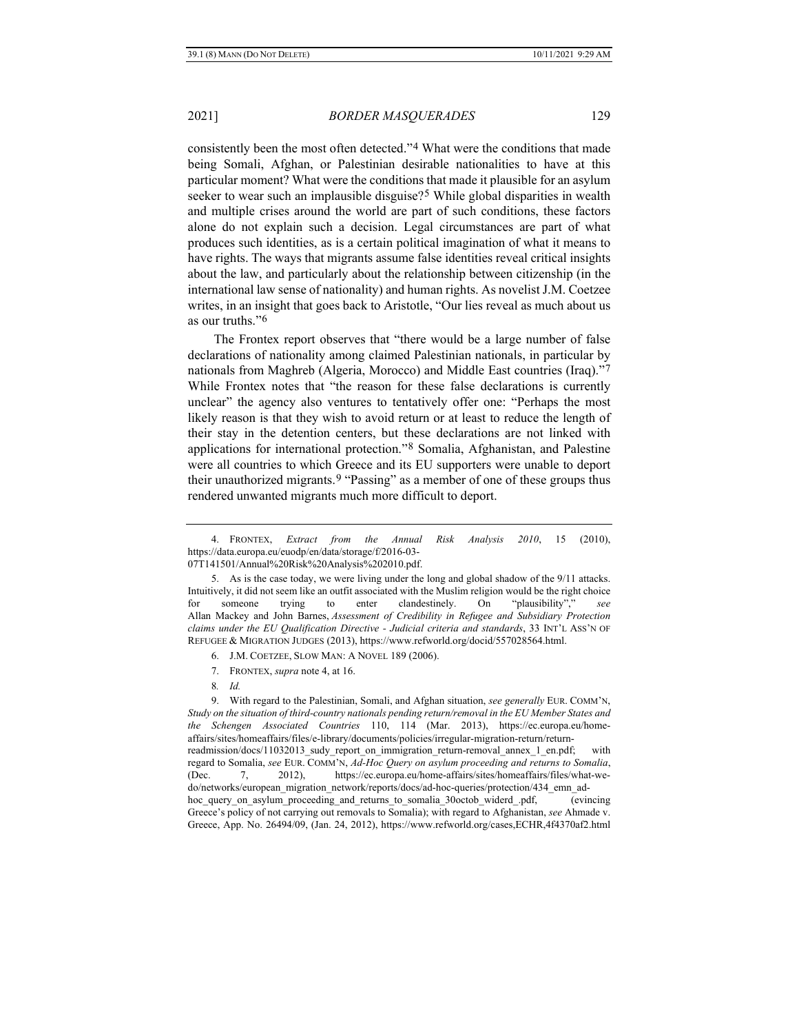consistently been the most often detected."[4] What were the conditions that made being Somali, Afghan, or Palestinian desirable nationalities to have at this particular moment? What were the conditions that made it plausible for an asylum seeker to wear such an implausible disguise?[5] While global disparities in wealth and multiple crises around the world are part of such conditions, these factors alone do not explain such a decision. Legal circumstances are part of what produces such identities, as is a certain political imagination of what it means to have rights. The ways that migrants assume false identities reveal critical insights about the law, and particularly about the relationship between citizenship (in the international law sense of nationality) and human rights. As novelist J.M. Coetzee writes, in an insight that goes back to Aristotle, "Our lies reveal as much about us as our truths."[6]

The Frontex report observes that "there would be a large number of false declarations of nationality among claimed Palestinian nationals, in particular by nationals from Maghreb (Algeria, Morocco) and Middle East countries (Iraq)."[7] While Frontex notes that "the reason for these false declarations is currently unclear" the agency also ventures to tentatively offer one: "Perhaps the most likely reason is that they wish to avoid return or at least to reduce the length of their stay in the detention centers, but these declarations are not linked with applications for international protection."[8] Somalia, Afghanistan, and Palestine were all countries to which Greece and its EU supporters were unable to deport their unauthorized migrants.[9] "Passing" as a member of one of these groups thus rendered unwanted migrants much more difficult to deport.

---

4. FRONTEX, *Extract from the Annual Risk Analysis 2010*, 15 (2010), https://data.europa.eu/euodp/en/data/storage/f/2016-03-07T141501/Annual%20Risk%20Analysis%202010.pdf.

5. As is the case today, we were living under the long and global shadow of the 9/11 attacks. Intuitively, it did not seem like an outfit associated with the Muslim religion would be the right choice for someone trying to enter clandestinely. On "plausibility"," *see* Allan Mackey and John Barnes, *Assessment of Credibility in Refugee and Subsidiary Protection claims under the EU Qualification Directive - Judicial criteria and standards*, 33 INT'L ASS'N OF REFUGEE & MIGRATION JUDGES (2013), https://www.refworld.org/docid/557028564.html.

6. J.M. COETZEE, SLOW MAN: A NOVEL 189 (2006).

7. FRONTEX, *supra* note 4, at 16.

8. *Id.*

9. With regard to the Palestinian, Somali, and Afghan situation, *see generally* EUR. COMM'N, *Study on the situation of third-country nationals pending return/removal in the EU Member States and the Schengen Associated Countries* 110, 114 (Mar. 2013), https://ec.europa.eu/home-affairs/sites/homeaffairs/files/e-library/documents/policies/irregular-migration-return/return-readmission/docs/11032013_sudy_report_on_immigration_return-removal_annex_1_en.pdf; with regard to Somalia, *see* EUR. COMM'N, *Ad-Hoc Query on asylum proceeding and returns to Somalia*, (Dec. 7, 2012), https://ec.europa.eu/home-affairs/sites/homeaffairs/files/what-we-do/networks/european_migration_network/reports/docs/ad-hoc-queries/protection/434_emn_ad-hoc_query_on_asylum_proceeding_and_returns_to_somalia_30octob_widerd_.pdf, (evincing Greece's policy of not carrying out removals to Somalia); with regard to Afghanistan, *see* Ahmade v. Greece, App. No. 26494/09, (Jan. 24, 2012), https://www.refworld.org/cases,ECHR,4f4370af2.html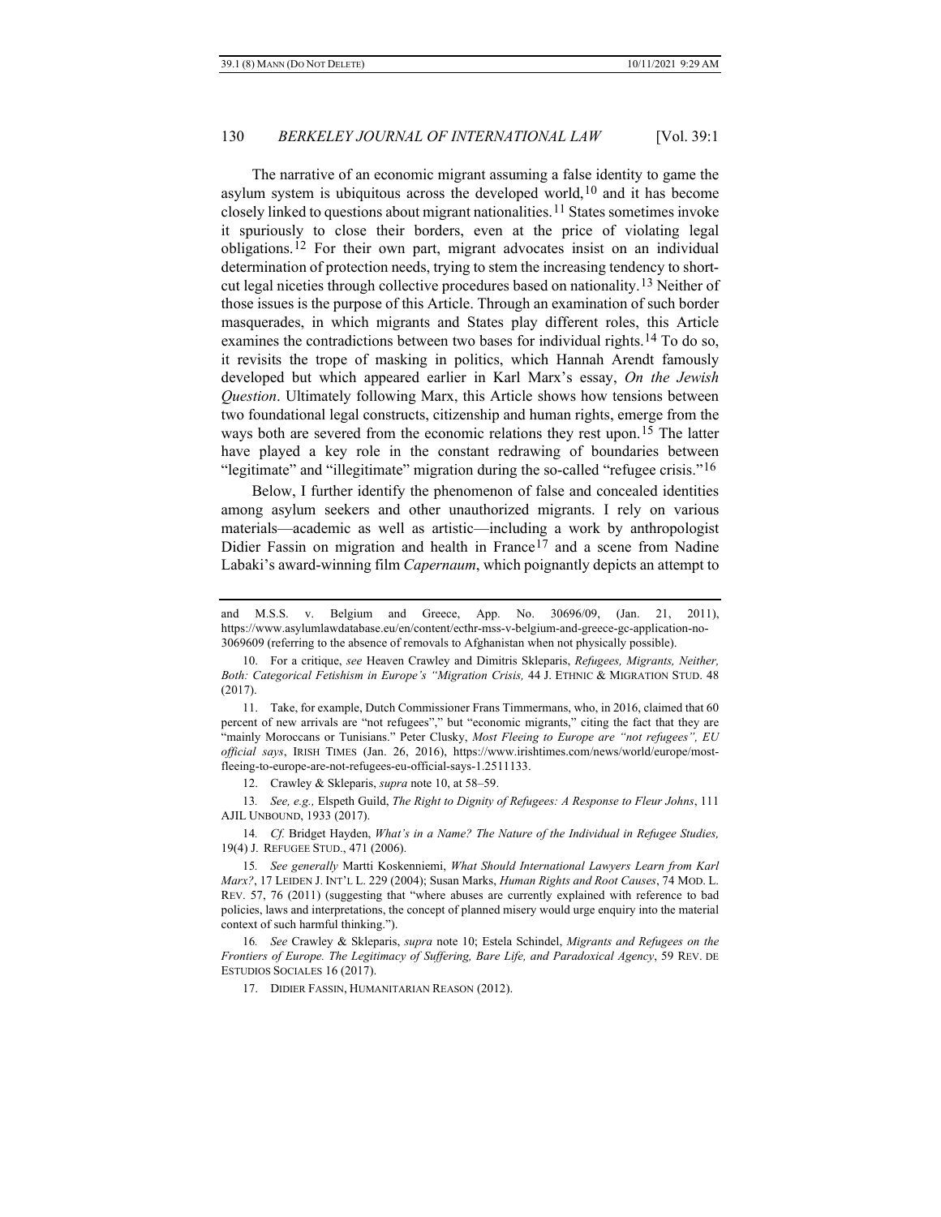The narrative of an economic migrant assuming a false identity to game the asylum system is ubiquitous across the developed world,[10] and it has become closely linked to questions about migrant nationalities.[11] States sometimes invoke it spuriously to close their borders, even at the price of violating legal obligations.[12] For their own part, migrant advocates insist on an individual determination of protection needs, trying to stem the increasing tendency to short-cut legal niceties through collective procedures based on nationality.[13] Neither of those issues is the purpose of this Article. Through an examination of such border masquerades, in which migrants and States play different roles, this Article examines the contradictions between two bases for individual rights.[14] To do so, it revisits the trope of masking in politics, which Hannah Arendt famously developed but which appeared earlier in Karl Marx's essay, *On the Jewish Question*. Ultimately following Marx, this Article shows how tensions between two foundational legal constructs, citizenship and human rights, emerge from the ways both are severed from the economic relations they rest upon.[15] The latter have played a key role in the constant redrawing of boundaries between "legitimate" and "illegitimate" migration during the so-called "refugee crisis."[16]

Below, I further identify the phenomenon of false and concealed identities among asylum seekers and other unauthorized migrants. I rely on various materials—academic as well as artistic—including a work by anthropologist Didier Fassin on migration and health in France[17] and a scene from Nadine Labaki's award-winning film *Capernaum*, which poignantly depicts an attempt to

---

and M.S.S. v. Belgium and Greece, App. No. 30696/09, (Jan. 21, 2011), https://www.asylumlawdatabase.eu/en/content/ecthr-mss-v-belgium-and-greece-gc-application-no-3069609 (referring to the absence of removals to Afghanistan when not physically possible).

10. For a critique, *see* Heaven Crawley and Dimitris Skleparis, *Refugees, Migrants, Neither, Both: Categorical Fetishism in Europe's "Migration Crisis,* 44 J. ETHNIC & MIGRATION STUD. 48 (2017).

11. Take, for example, Dutch Commissioner Frans Timmermans, who, in 2016, claimed that 60 percent of new arrivals are "not refugees"," but "economic migrants," citing the fact that they are "mainly Moroccans or Tunisians." Peter Clusky, *Most Fleeing to Europe are "not refugees", EU official says*, IRISH TIMES (Jan. 26, 2016), https://www.irishtimes.com/news/world/europe/most-fleeing-to-europe-are-not-refugees-eu-official-says-1.2511133.

12. Crawley & Skleparis, *supra* note 10, at 58–59.

13. *See, e.g.,* Elspeth Guild, *The Right to Dignity of Refugees: A Response to Fleur Johns*, 111 AJIL UNBOUND, 1933 (2017).

14. *Cf.* Bridget Hayden, *What's in a Name? The Nature of the Individual in Refugee Studies,* 19(4) J. REFUGEE STUD., 471 (2006).

15. *See generally* Martti Koskenniemi, *What Should International Lawyers Learn from Karl Marx?*, 17 LEIDEN J. INT'L L. 229 (2004); Susan Marks, *Human Rights and Root Causes*, 74 MOD. L. REV. 57, 76 (2011) (suggesting that "where abuses are currently explained with reference to bad policies, laws and interpretations, the concept of planned misery would urge enquiry into the material context of such harmful thinking.").

16. *See* Crawley & Skleparis, *supra* note 10; Estela Schindel, *Migrants and Refugees on the Frontiers of Europe. The Legitimacy of Suffering, Bare Life, and Paradoxical Agency*, 59 REV. DE ESTUDIOS SOCIALES 16 (2017).

17. DIDIER FASSIN, HUMANITARIAN REASON (2012).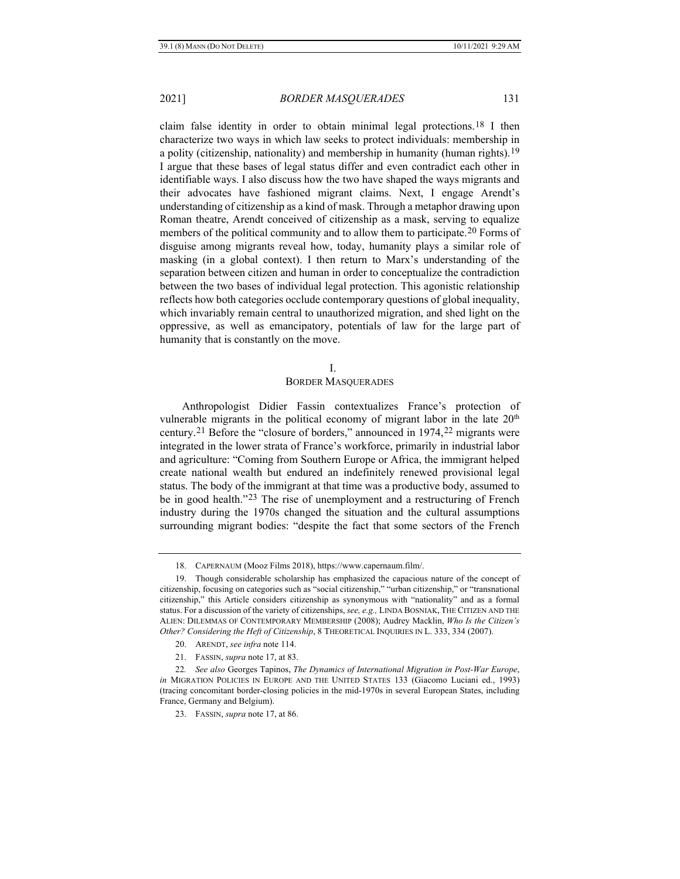claim false identity in order to obtain minimal legal protections.[18] I then characterize two ways in which law seeks to protect individuals: membership in a polity (citizenship, nationality) and membership in humanity (human rights).[19] I argue that these bases of legal status differ and even contradict each other in identifiable ways. I also discuss how the two have shaped the ways migrants and their advocates have fashioned migrant claims. Next, I engage Arendt's understanding of citizenship as a kind of mask. Through a metaphor drawing upon Roman theatre, Arendt conceived of citizenship as a mask, serving to equalize members of the political community and to allow them to participate.[20] Forms of disguise among migrants reveal how, today, humanity plays a similar role of masking (in a global context). I then return to Marx's understanding of the separation between citizen and human in order to conceptualize the contradiction between the two bases of individual legal protection. This agonistic relationship reflects how both categories occlude contemporary questions of global inequality, which invariably remain central to unauthorized migration, and shed light on the oppressive, as well as emancipatory, potentials of law for the large part of humanity that is constantly on the move.

## I.
## BORDER MASQUERADES

Anthropologist Didier Fassin contextualizes France's protection of vulnerable migrants in the political economy of migrant labor in the late 20th century.[21] Before the "closure of borders," announced in 1974,[22] migrants were integrated in the lower strata of France's workforce, primarily in industrial labor and agriculture: "Coming from Southern Europe or Africa, the immigrant helped create national wealth but endured an indefinitely renewed provisional legal status. The body of the immigrant at that time was a productive body, assumed to be in good health."[23] The rise of unemployment and a restructuring of French industry during the 1970s changed the situation and the cultural assumptions surrounding migrant bodies: "despite the fact that some sectors of the French

---

18. CAPERNAUM (Mooz Films 2018), https://www.capernaum.film/.

19. Though considerable scholarship has emphasized the capacious nature of the concept of citizenship, focusing on categories such as "social citizenship," "urban citizenship," or "transnational citizenship," this Article considers citizenship as synonymous with "nationality" and as a formal status. For a discussion of the variety of citizenships, *see, e.g.,* LINDA BOSNIAK, THE CITIZEN AND THE ALIEN: DILEMMAS OF CONTEMPORARY MEMBERSHIP (2008); Audrey Macklin, *Who Is the Citizen's Other? Considering the Heft of Citizenship*, 8 THEORETICAL INQUIRIES IN L. 333, 334 (2007).

20. ARENDT, *see infra* note 114.

21. FASSIN, *supra* note 17, at 83.

22. *See also* Georges Tapinos, *The Dynamics of International Migration in Post-War Europe*, *in* MIGRATION POLICIES IN EUROPE AND THE UNITED STATES 133 (Giacomo Luciani ed., 1993) (tracing concomitant border-closing policies in the mid-1970s in several European States, including France, Germany and Belgium).

23. FASSIN, *supra* note 17, at 86.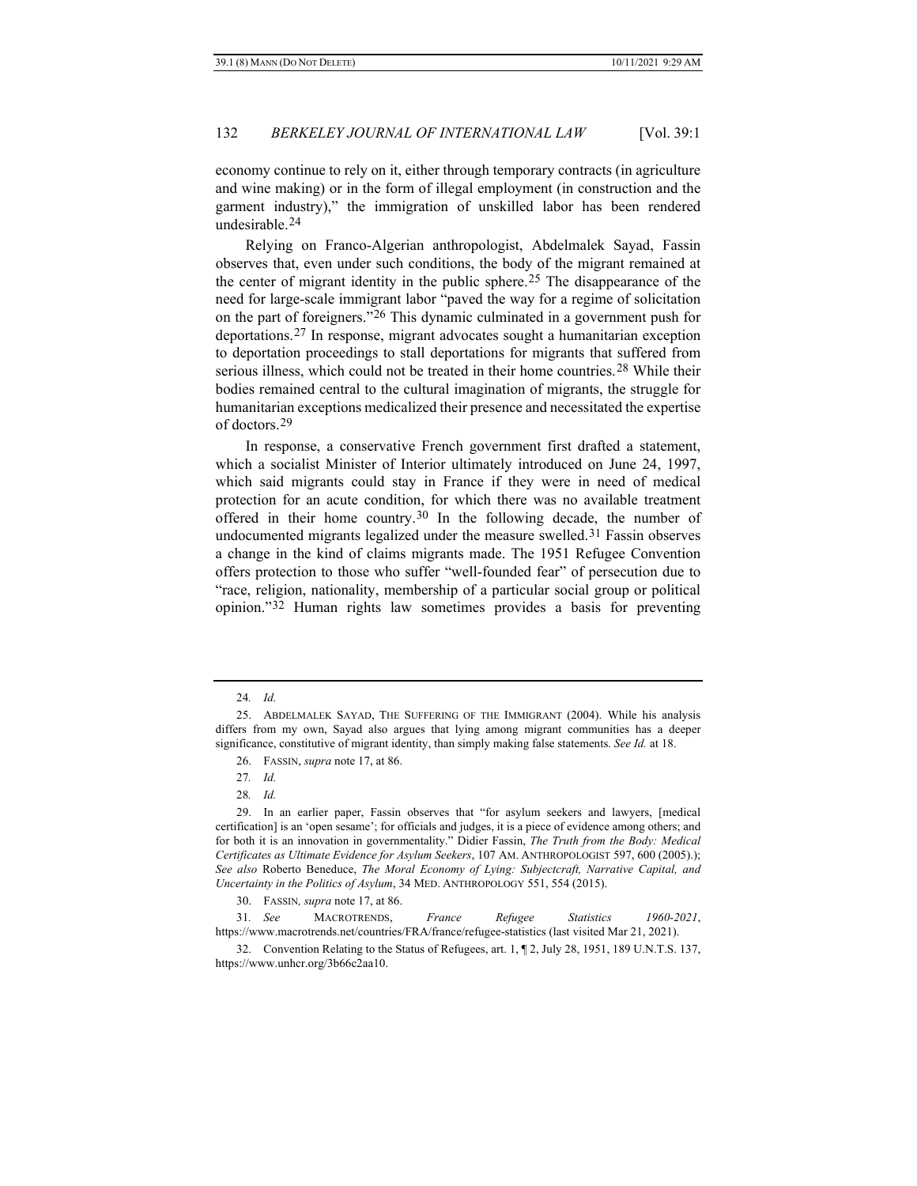economy continue to rely on it, either through temporary contracts (in agriculture and wine making) or in the form of illegal employment (in construction and the garment industry)," the immigration of unskilled labor has been rendered undesirable.[24]

Relying on Franco-Algerian anthropologist, Abdelmalek Sayad, Fassin observes that, even under such conditions, the body of the migrant remained at the center of migrant identity in the public sphere.[25] The disappearance of the need for large-scale immigrant labor "paved the way for a regime of solicitation on the part of foreigners."[26] This dynamic culminated in a government push for deportations.[27] In response, migrant advocates sought a humanitarian exception to deportation proceedings to stall deportations for migrants that suffered from serious illness, which could not be treated in their home countries.[28] While their bodies remained central to the cultural imagination of migrants, the struggle for humanitarian exceptions medicalized their presence and necessitated the expertise of doctors.[29]

In response, a conservative French government first drafted a statement, which a socialist Minister of Interior ultimately introduced on June 24, 1997, which said migrants could stay in France if they were in need of medical protection for an acute condition, for which there was no available treatment offered in their home country.[30] In the following decade, the number of undocumented migrants legalized under the measure swelled.[31] Fassin observes a change in the kind of claims migrants made. The 1951 Refugee Convention offers protection to those who suffer "well-founded fear" of persecution due to "race, religion, nationality, membership of a particular social group or political opinion."[32] Human rights law sometimes provides a basis for preventing

---

24. *Id.*

25. ABDELMALEK SAYAD, THE SUFFERING OF THE IMMIGRANT (2004). While his analysis differs from my own, Sayad also argues that lying among migrant communities has a deeper significance, constitutive of migrant identity, than simply making false statements. *See Id.* at 18.

26. FASSIN, *supra* note 17, at 86.

27. *Id.*

28. *Id.*

29. In an earlier paper, Fassin observes that "for asylum seekers and lawyers, [medical certification] is an 'open sesame'; for officials and judges, it is a piece of evidence among others; and for both it is an innovation in governmentality." Didier Fassin, *The Truth from the Body: Medical Certificates as Ultimate Evidence for Asylum Seekers*, 107 AM. ANTHROPOLOGIST 597, 600 (2005).); *See also* Roberto Beneduce, *The Moral Economy of Lying: Subjectcraft, Narrative Capital, and Uncertainty in the Politics of Asylum*, 34 MED. ANTHROPOLOGY 551, 554 (2015).

30. FASSIN, *supra* note 17, at 86.

31. *See* MACROTRENDS, *France Refugee Statistics 1960-2021*, https://www.macrotrends.net/countries/FRA/france/refugee-statistics (last visited Mar 21, 2021).

32. Convention Relating to the Status of Refugees, art. 1, ¶ 2, July 28, 1951, 189 U.N.T.S. 137, https://www.unhcr.org/3b66c2aa10.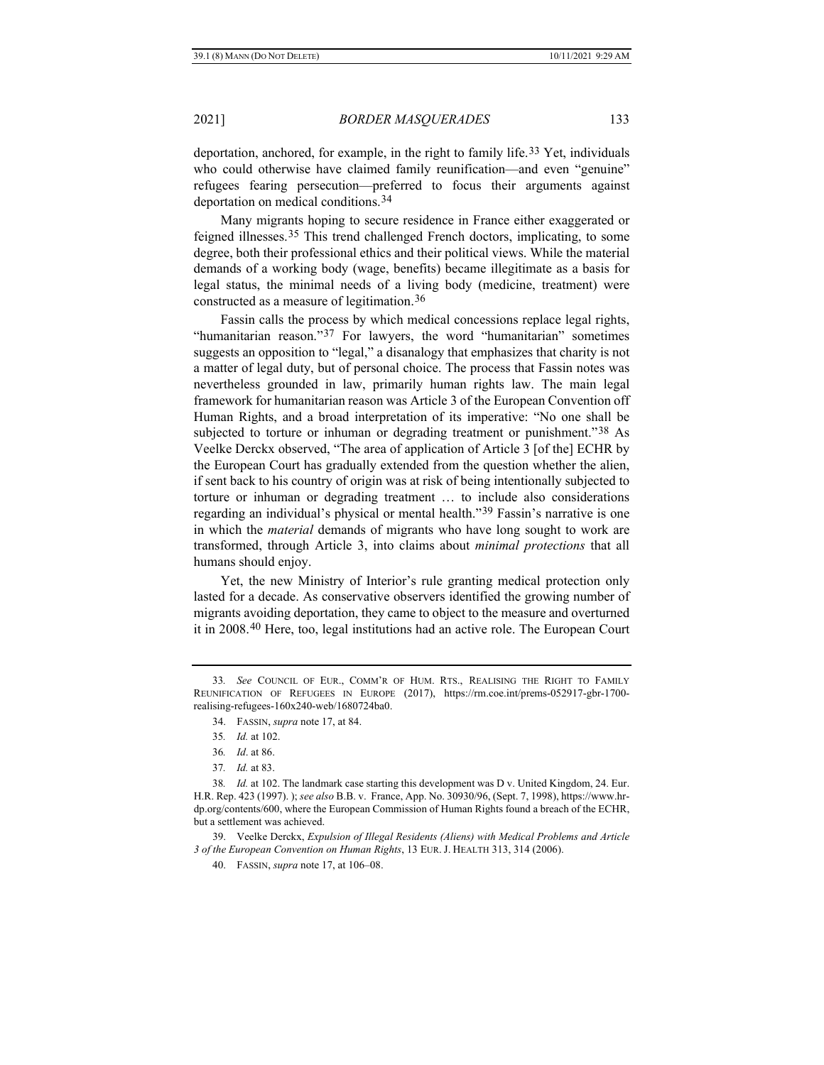deportation, anchored, for example, in the right to family life.[33] Yet, individuals who could otherwise have claimed family reunification—and even "genuine" refugees fearing persecution—preferred to focus their arguments against deportation on medical conditions.[34]

Many migrants hoping to secure residence in France either exaggerated or feigned illnesses.[35] This trend challenged French doctors, implicating, to some degree, both their professional ethics and their political views. While the material demands of a working body (wage, benefits) became illegitimate as a basis for legal status, the minimal needs of a living body (medicine, treatment) were constructed as a measure of legitimation.[36]

Fassin calls the process by which medical concessions replace legal rights, "humanitarian reason."[37] For lawyers, the word "humanitarian" sometimes suggests an opposition to "legal," a disanalogy that emphasizes that charity is not a matter of legal duty, but of personal choice. The process that Fassin notes was nevertheless grounded in law, primarily human rights law. The main legal framework for humanitarian reason was Article 3 of the European Convention off Human Rights, and a broad interpretation of its imperative: "No one shall be subjected to torture or inhuman or degrading treatment or punishment."[38] As Veelke Derckx observed, "The area of application of Article 3 [of the] ECHR by the European Court has gradually extended from the question whether the alien, if sent back to his country of origin was at risk of being intentionally subjected to torture or inhuman or degrading treatment … to include also considerations regarding an individual's physical or mental health."[39] Fassin's narrative is one in which the *material* demands of migrants who have long sought to work are transformed, through Article 3, into claims about *minimal protections* that all humans should enjoy.

Yet, the new Ministry of Interior's rule granting medical protection only lasted for a decade. As conservative observers identified the growing number of migrants avoiding deportation, they came to object to the measure and overturned it in 2008.[40] Here, too, legal institutions had an active role. The European Court

---

33. *See* COUNCIL OF EUR., COMM'R OF HUM. RTS., REALISING THE RIGHT TO FAMILY REUNIFICATION OF REFUGEES IN EUROPE (2017), https://rm.coe.int/prems-052917-gbr-1700-realising-refugees-160x240-web/1680724ba0.

34. FASSIN, *supra* note 17, at 84.

35. *Id.* at 102.

36. *Id*. at 86.

37. *Id.* at 83.

38. *Id.* at 102. The landmark case starting this development was D v. United Kingdom, 24. Eur. H.R. Rep. 423 (1997). ); *see also* B.B. v. France, App. No. 30930/96, (Sept. 7, 1998), https://www.hr-dp.org/contents/600, where the European Commission of Human Rights found a breach of the ECHR, but a settlement was achieved.

39. Veelke Derckx, *Expulsion of Illegal Residents (Aliens) with Medical Problems and Article 3 of the European Convention on Human Rights*, 13 EUR. J. HEALTH 313, 314 (2006).

40. FASSIN, *supra* note 17, at 106–08.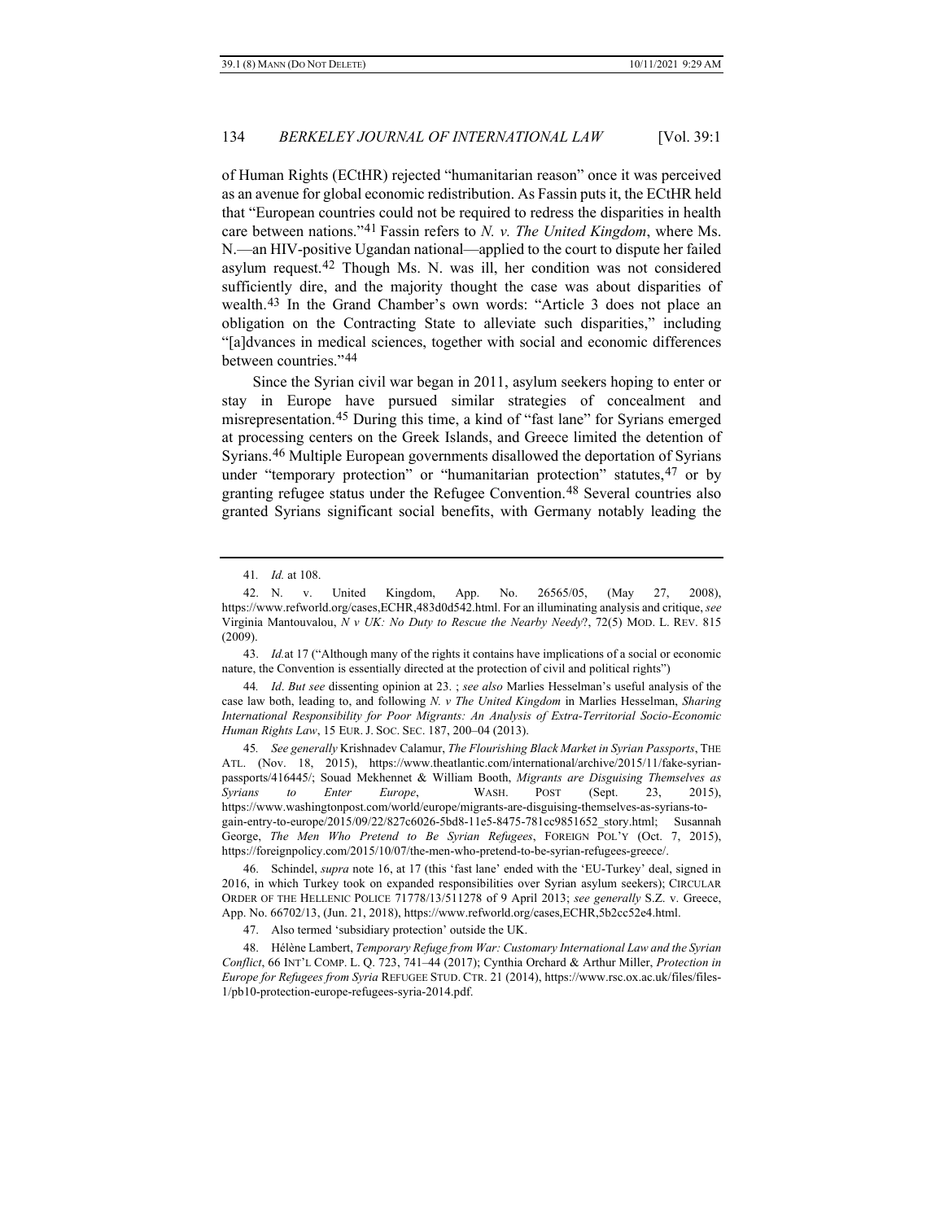of Human Rights (ECtHR) rejected "humanitarian reason" once it was perceived as an avenue for global economic redistribution. As Fassin puts it, the ECtHR held that "European countries could not be required to redress the disparities in health care between nations."[41] Fassin refers to *N. v. The United Kingdom*, where Ms. N.—an HIV-positive Ugandan national—applied to the court to dispute her failed asylum request.[42] Though Ms. N. was ill, her condition was not considered sufficiently dire, and the majority thought the case was about disparities of wealth.[43] In the Grand Chamber's own words: "Article 3 does not place an obligation on the Contracting State to alleviate such disparities," including "[a]dvances in medical sciences, together with social and economic differences between countries."[44]

Since the Syrian civil war began in 2011, asylum seekers hoping to enter or stay in Europe have pursued similar strategies of concealment and misrepresentation.[45] During this time, a kind of "fast lane" for Syrians emerged at processing centers on the Greek Islands, and Greece limited the detention of Syrians.[46] Multiple European governments disallowed the deportation of Syrians under "temporary protection" or "humanitarian protection" statutes,[47] or by granting refugee status under the Refugee Convention.[48] Several countries also granted Syrians significant social benefits, with Germany notably leading the

---

41. *Id.* at 108.

42. N. v. United Kingdom, App. No. 26565/05, (May 27, 2008), https://www.refworld.org/cases,ECHR,483d0d542.html. For an illuminating analysis and critique, *see* Virginia Mantouvalou, *N v UK: No Duty to Rescue the Nearby Needy*?, 72(5) MOD. L. REV. 815 (2009).

43. *Id.*at 17 ("Although many of the rights it contains have implications of a social or economic nature, the Convention is essentially directed at the protection of civil and political rights")

44. *Id*. *But see* dissenting opinion at 23. ; *see also* Marlies Hesselman's useful analysis of the case law both, leading to, and following *N. v The United Kingdom* in Marlies Hesselman, *Sharing International Responsibility for Poor Migrants: An Analysis of Extra-Territorial Socio-Economic Human Rights Law*, 15 EUR. J. SOC. SEC. 187, 200–04 (2013).

45. *See generally* Krishnadev Calamur, *The Flourishing Black Market in Syrian Passports*, THE ATL. (Nov. 18, 2015), https://www.theatlantic.com/international/archive/2015/11/fake-syrian-passports/416445/; Souad Mekhennet & William Booth, *Migrants are Disguising Themselves as Syrians to Enter Europe*, WASH. POST (Sept. 23, 2015), https://www.washingtonpost.com/world/europe/migrants-are-disguising-themselves-as-syrians-to-gain-entry-to-europe/2015/09/22/827c6026-5bd8-11e5-8475-781cc9851652_story.html; Susannah George, *The Men Who Pretend to Be Syrian Refugees*, FOREIGN POL'Y (Oct. 7, 2015), https://foreignpolicy.com/2015/10/07/the-men-who-pretend-to-be-syrian-refugees-greece/.

46. Schindel, *supra* note 16, at 17 (this 'fast lane' ended with the 'EU-Turkey' deal, signed in 2016, in which Turkey took on expanded responsibilities over Syrian asylum seekers); CIRCULAR ORDER OF THE HELLENIC POLICE 71778/13/511278 of 9 April 2013; *see generally* S.Z. v. Greece, App. No. 66702/13, (Jun. 21, 2018), https://www.refworld.org/cases,ECHR,5b2cc52e4.html.

47. Also termed 'subsidiary protection' outside the UK.

48. Hélène Lambert, *Temporary Refuge from War: Customary International Law and the Syrian Conflict*, 66 INT'L COMP. L. Q. 723, 741–44 (2017); Cynthia Orchard & Arthur Miller, *Protection in Europe for Refugees from Syria* REFUGEE STUD. CTR. 21 (2014), https://www.rsc.ox.ac.uk/files/files-1/pb10-protection-europe-refugees-syria-2014.pdf.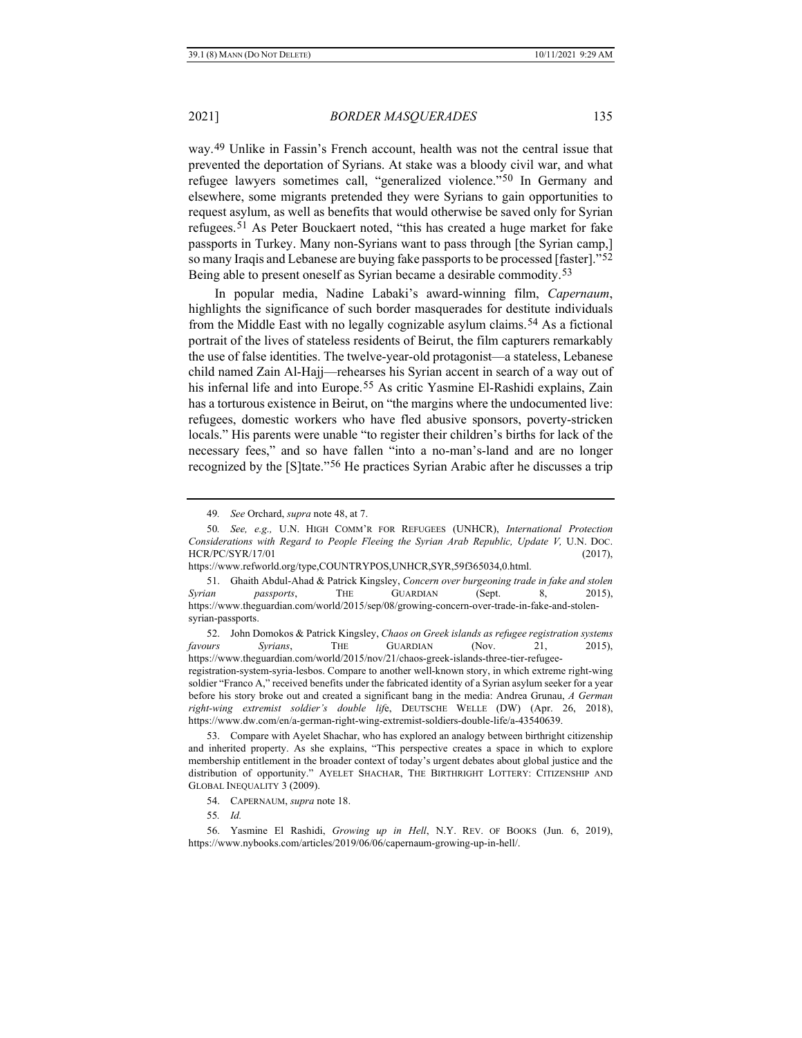way.[49] Unlike in Fassin's French account, health was not the central issue that prevented the deportation of Syrians. At stake was a bloody civil war, and what refugee lawyers sometimes call, "generalized violence."[50] In Germany and elsewhere, some migrants pretended they were Syrians to gain opportunities to request asylum, as well as benefits that would otherwise be saved only for Syrian refugees.[51] As Peter Bouckaert noted, "this has created a huge market for fake passports in Turkey. Many non-Syrians want to pass through [the Syrian camp,] so many Iraqis and Lebanese are buying fake passports to be processed [faster]."[52] Being able to present oneself as Syrian became a desirable commodity.[53]

In popular media, Nadine Labaki's award-winning film, *Capernaum*, highlights the significance of such border masquerades for destitute individuals from the Middle East with no legally cognizable asylum claims.[54] As a fictional portrait of the lives of stateless residents of Beirut, the film capturers remarkably the use of false identities. The twelve-year-old protagonist—a stateless, Lebanese child named Zain Al-Hajj—rehearses his Syrian accent in search of a way out of his infernal life and into Europe.[55] As critic Yasmine El-Rashidi explains, Zain has a torturous existence in Beirut, on "the margins where the undocumented live: refugees, domestic workers who have fled abusive sponsors, poverty-stricken locals." His parents were unable "to register their children's births for lack of the necessary fees," and so have fallen "into a no-man's-land and are no longer recognized by the [S]tate."[56] He practices Syrian Arabic after he discusses a trip

---

49. *See* Orchard, *supra* note 48, at 7.

50. *See, e.g.,* U.N. HIGH COMM'R FOR REFUGEES (UNHCR), *International Protection Considerations with Regard to People Fleeing the Syrian Arab Republic, Update V,* U.N. DOC. HCR/PC/SYR/17/01 (2017), https://www.refworld.org/type,COUNTRYPOS,UNHCR,SYR,59f365034,0.html.

51. Ghaith Abdul-Ahad & Patrick Kingsley, *Concern over burgeoning trade in fake and stolen Syrian passports*, THE GUARDIAN (Sept. 8, 2015), https://www.theguardian.com/world/2015/sep/08/growing-concern-over-trade-in-fake-and-stolen-syrian-passports.

52. John Domokos & Patrick Kingsley, *Chaos on Greek islands as refugee registration systems favours Syrians*, THE GUARDIAN (Nov. 21, 2015), https://www.theguardian.com/world/2015/nov/21/chaos-greek-islands-three-tier-refugee-registration-system-syria-lesbos. Compare to another well-known story, in which extreme right-wing soldier "Franco A," received benefits under the fabricated identity of a Syrian asylum seeker for a year before his story broke out and created a significant bang in the media: Andrea Grunau, *A German right-wing extremist soldier's double life*, DEUTSCHE WELLE (DW) (Apr. 26, 2018), https://www.dw.com/en/a-german-right-wing-extremist-soldiers-double-life/a-43540639.

53. Compare with Ayelet Shachar, who has explored an analogy between birthright citizenship and inherited property. As she explains, "This perspective creates a space in which to explore membership entitlement in the broader context of today's urgent debates about global justice and the distribution of opportunity." AYELET SHACHAR, THE BIRTHRIGHT LOTTERY: CITIZENSHIP AND GLOBAL INEQUALITY 3 (2009).

54. CAPERNAUM, *supra* note 18.

55. *Id.*

56. Yasmine El Rashidi, *Growing up in Hell*, N.Y. REV. OF BOOKS (Jun. 6, 2019), https://www.nybooks.com/articles/2019/06/06/capernaum-growing-up-in-hell/.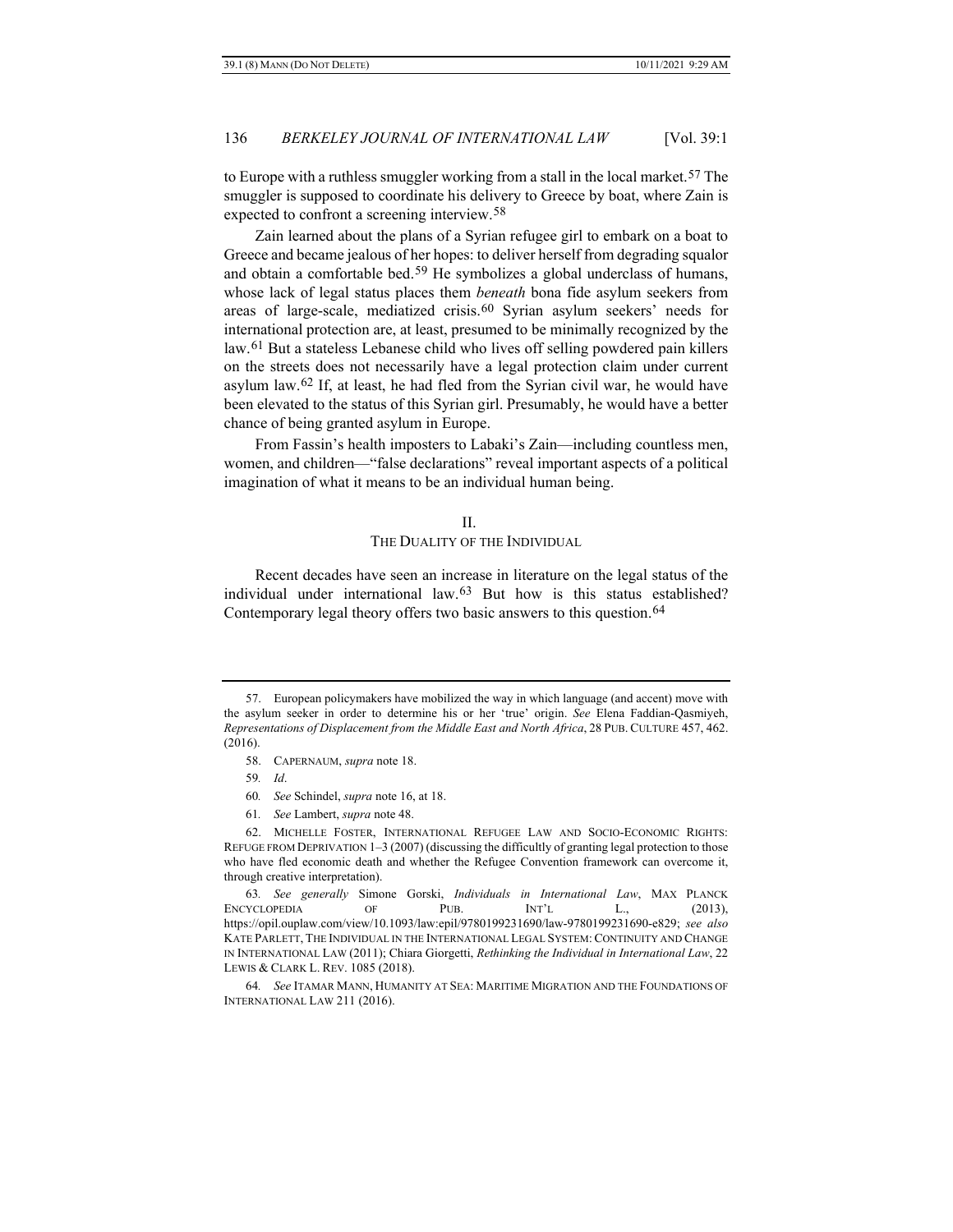to Europe with a ruthless smuggler working from a stall in the local market.[57] The smuggler is supposed to coordinate his delivery to Greece by boat, where Zain is expected to confront a screening interview.[58]

Zain learned about the plans of a Syrian refugee girl to embark on a boat to Greece and became jealous of her hopes: to deliver herself from degrading squalor and obtain a comfortable bed.[59] He symbolizes a global underclass of humans, whose lack of legal status places them *beneath* bona fide asylum seekers from areas of large-scale, mediatized crisis.[60] Syrian asylum seekers' needs for international protection are, at least, presumed to be minimally recognized by the law.[61] But a stateless Lebanese child who lives off selling powdered pain killers on the streets does not necessarily have a legal protection claim under current asylum law.[62] If, at least, he had fled from the Syrian civil war, he would have been elevated to the status of this Syrian girl. Presumably, he would have a better chance of being granted asylum in Europe.

From Fassin's health imposters to Labaki's Zain—including countless men, women, and children—"false declarations" reveal important aspects of a political imagination of what it means to be an individual human being.

## II.
## THE DUALITY OF THE INDIVIDUAL

Recent decades have seen an increase in literature on the legal status of the individual under international law.[63] But how is this status established? Contemporary legal theory offers two basic answers to this question.[64]

---

57. European policymakers have mobilized the way in which language (and accent) move with the asylum seeker in order to determine his or her 'true' origin. *See* Elena Faddian-Qasmiyeh, *Representations of Displacement from the Middle East and North Africa*, 28 PUB. CULTURE 457, 462. (2016).

58. CAPERNAUM, *supra* note 18.

59. *Id*.

60. *See* Schindel, *supra* note 16, at 18.

61. *See* Lambert, *supra* note 48.

62. MICHELLE FOSTER, INTERNATIONAL REFUGEE LAW AND SOCIO-ECONOMIC RIGHTS: REFUGE FROM DEPRIVATION 1–3 (2007) (discussing the difficultly of granting legal protection to those who have fled economic death and whether the Refugee Convention framework can overcome it, through creative interpretation).

63. *See generally* Simone Gorski, *Individuals in International Law*, MAX PLANCK ENCYCLOPEDIA OF PUB. INT'L L., (2013), https://opil.ouplaw.com/view/10.1093/law:epil/9780199231690/law-9780199231690-e829; *see also* KATE PARLETT, THE INDIVIDUAL IN THE INTERNATIONAL LEGAL SYSTEM: CONTINUITY AND CHANGE IN INTERNATIONAL LAW (2011); Chiara Giorgetti, *Rethinking the Individual in International Law*, 22 LEWIS & CLARK L. REV. 1085 (2018).

64. *See* ITAMAR MANN, HUMANITY AT SEA: MARITIME MIGRATION AND THE FOUNDATIONS OF INTERNATIONAL LAW 211 (2016).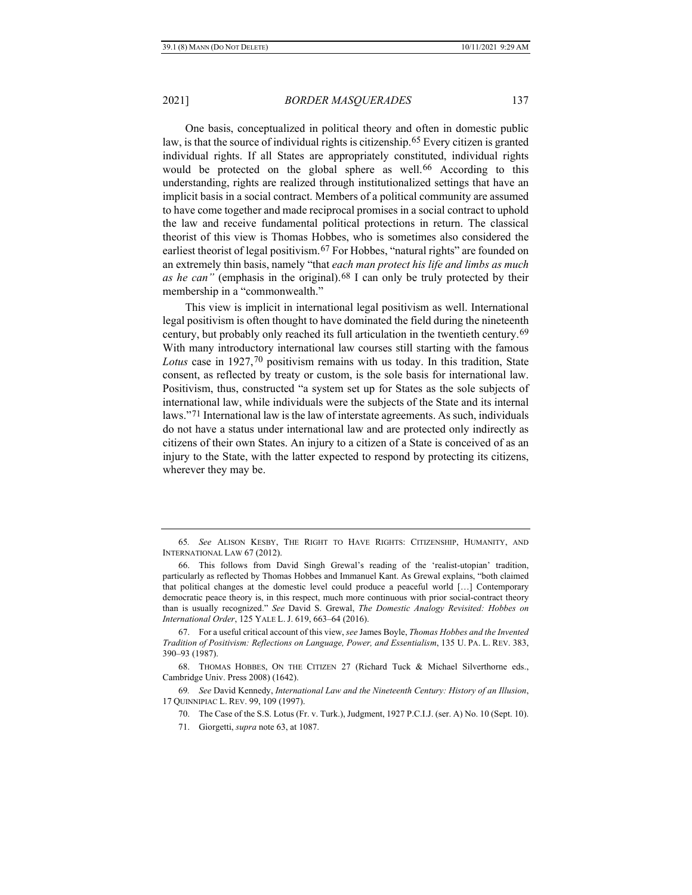One basis, conceptualized in political theory and often in domestic public law, is that the source of individual rights is citizenship.[65] Every citizen is granted individual rights. If all States are appropriately constituted, individual rights would be protected on the global sphere as well.[66] According to this understanding, rights are realized through institutionalized settings that have an implicit basis in a social contract. Members of a political community are assumed to have come together and made reciprocal promises in a social contract to uphold the law and receive fundamental political protections in return. The classical theorist of this view is Thomas Hobbes, who is sometimes also considered the earliest theorist of legal positivism.[67] For Hobbes, "natural rights" are founded on an extremely thin basis, namely "that *each man protect his life and limbs as much as he can"* (emphasis in the original).[68] I can only be truly protected by their membership in a "commonwealth."

This view is implicit in international legal positivism as well. International legal positivism is often thought to have dominated the field during the nineteenth century, but probably only reached its full articulation in the twentieth century.[69] With many introductory international law courses still starting with the famous *Lotus* case in 1927,[70] positivism remains with us today. In this tradition, State consent, as reflected by treaty or custom, is the sole basis for international law. Positivism, thus, constructed "a system set up for States as the sole subjects of international law, while individuals were the subjects of the State and its internal laws."[71] International law is the law of interstate agreements. As such, individuals do not have a status under international law and are protected only indirectly as citizens of their own States. An injury to a citizen of a State is conceived of as an injury to the State, with the latter expected to respond by protecting its citizens, wherever they may be.

---

65. *See* ALISON KESBY, THE RIGHT TO HAVE RIGHTS: CITIZENSHIP, HUMANITY, AND INTERNATIONAL LAW 67 (2012).

66. This follows from David Singh Grewal's reading of the 'realist-utopian' tradition, particularly as reflected by Thomas Hobbes and Immanuel Kant. As Grewal explains, "both claimed that political changes at the domestic level could produce a peaceful world […] Contemporary democratic peace theory is, in this respect, much more continuous with prior social-contract theory than is usually recognized." *See* David S. Grewal, *The Domestic Analogy Revisited: Hobbes on International Order*, 125 YALE L. J. 619, 663–64 (2016).

67. For a useful critical account of this view, *see* James Boyle, *Thomas Hobbes and the Invented Tradition of Positivism: Reflections on Language, Power, and Essentialism*, 135 U. PA. L. REV. 383, 390–93 (1987).

68. THOMAS HOBBES, ON THE CITIZEN 27 (Richard Tuck & Michael Silverthorne eds., Cambridge Univ. Press 2008) (1642).

69. *See* David Kennedy, *International Law and the Nineteenth Century: History of an Illusion*, 17 QUINNIPIAC L. REV. 99, 109 (1997).

70. The Case of the S.S. Lotus (Fr. v. Turk.), Judgment, 1927 P.C.I.J. (ser. A) No. 10 (Sept. 10).

71. Giorgetti, *supra* note 63, at 1087.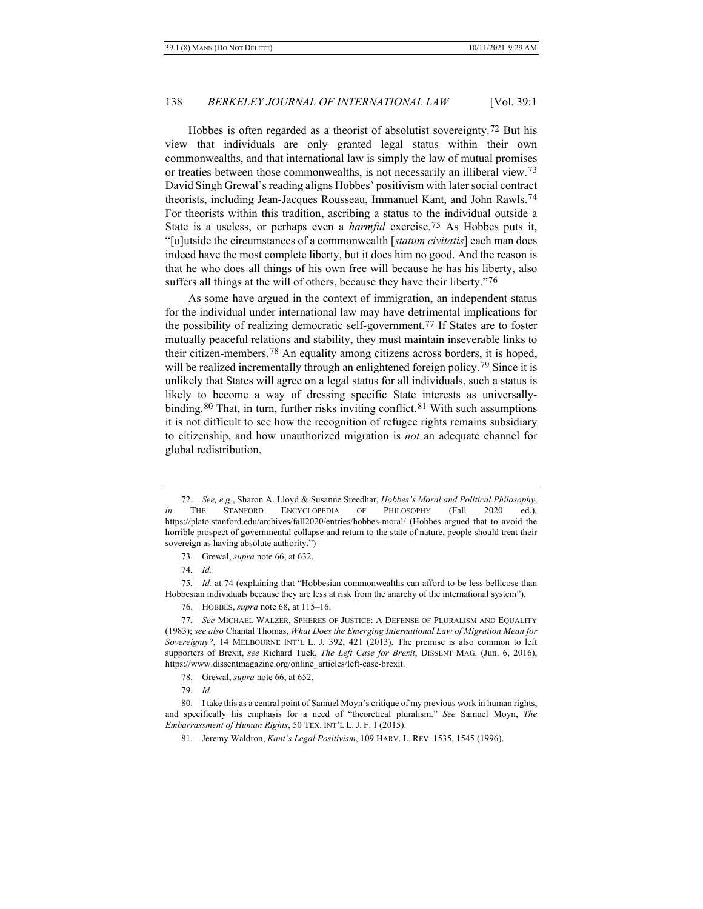Hobbes is often regarded as a theorist of absolutist sovereignty.[72] But his view that individuals are only granted legal status within their own commonwealths, and that international law is simply the law of mutual promises or treaties between those commonwealths, is not necessarily an illiberal view.[73] David Singh Grewal's reading aligns Hobbes' positivism with later social contract theorists, including Jean-Jacques Rousseau, Immanuel Kant, and John Rawls.[74] For theorists within this tradition, ascribing a status to the individual outside a State is a useless, or perhaps even a *harmful* exercise.[75] As Hobbes puts it, "[o]utside the circumstances of a commonwealth [*statum civitatis*] each man does indeed have the most complete liberty, but it does him no good. And the reason is that he who does all things of his own free will because he has his liberty, also suffers all things at the will of others, because they have their liberty."[76]

As some have argued in the context of immigration, an independent status for the individual under international law may have detrimental implications for the possibility of realizing democratic self-government.[77] If States are to foster mutually peaceful relations and stability, they must maintain inseverable links to their citizen-members.[78] An equality among citizens across borders, it is hoped, will be realized incrementally through an enlightened foreign policy.[79] Since it is unlikely that States will agree on a legal status for all individuals, such a status is likely to become a way of dressing specific State interests as universally-binding.[80] That, in turn, further risks inviting conflict.[81] With such assumptions it is not difficult to see how the recognition of refugee rights remains subsidiary to citizenship, and how unauthorized migration is *not* an adequate channel for global redistribution.

---

72. *See, e.g.*, Sharon A. Lloyd & Susanne Sreedhar, *Hobbes's Moral and Political Philosophy*, *in* THE STANFORD ENCYCLOPEDIA OF PHILOSOPHY (Fall 2020 ed.), https://plato.stanford.edu/archives/fall2020/entries/hobbes-moral/ (Hobbes argued that to avoid the horrible prospect of governmental collapse and return to the state of nature, people should treat their sovereign as having absolute authority.")

73. Grewal, *supra* note 66, at 632.

74. *Id.*

75. *Id.* at 74 (explaining that "Hobbesian commonwealths can afford to be less bellicose than Hobbesian individuals because they are less at risk from the anarchy of the international system").

76. HOBBES, *supra* note 68, at 115–16.

77. *See* MICHAEL WALZER, SPHERES OF JUSTICE: A DEFENSE OF PLURALISM AND EQUALITY (1983); *see also* Chantal Thomas, *What Does the Emerging International Law of Migration Mean for Sovereignty?*, 14 MELBOURNE INT'L L. J. 392, 421 (2013). The premise is also common to left supporters of Brexit, *see* Richard Tuck, *The Left Case for Brexit*, DISSENT MAG. (Jun. 6, 2016), https://www.dissentmagazine.org/online_articles/left-case-brexit.

78. Grewal, *supra* note 66, at 652.

79. *Id.*

80. I take this as a central point of Samuel Moyn's critique of my previous work in human rights, and specifically his emphasis for a need of "theoretical pluralism." *See* Samuel Moyn, *The Embarrassment of Human Rights*, 50 TEX. INT'L L. J. F. 1 (2015).

81. Jeremy Waldron, *Kant's Legal Positivism*, 109 HARV. L. REV. 1535, 1545 (1996).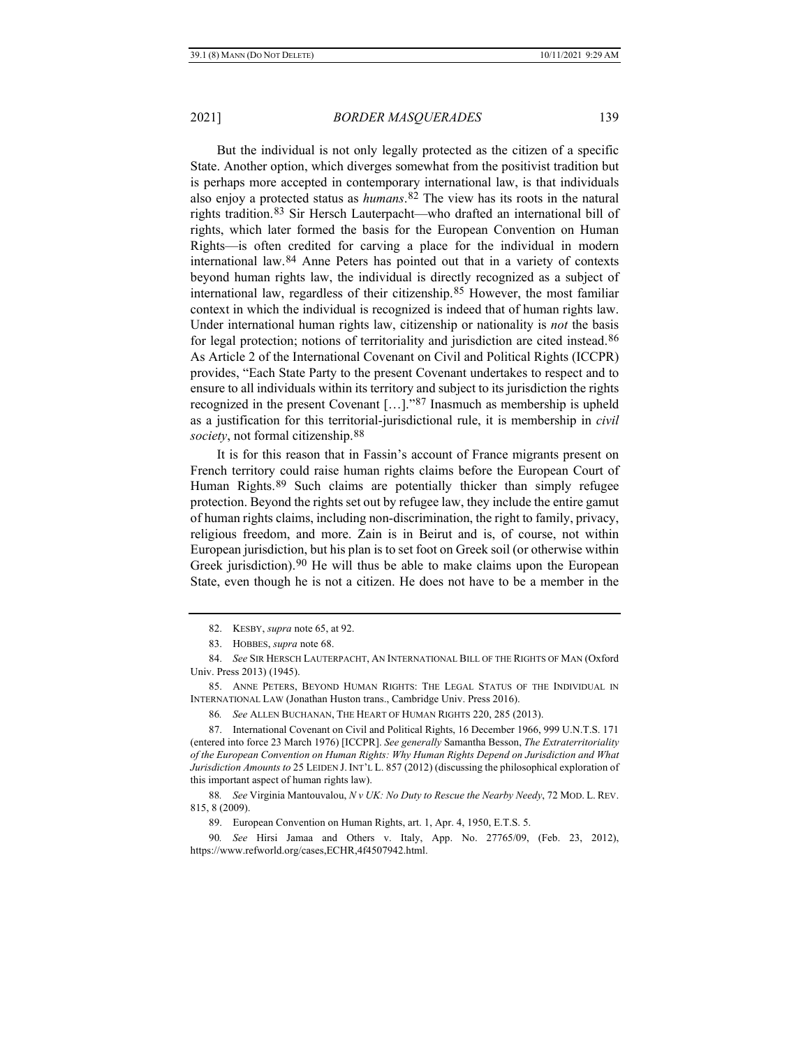But the individual is not only legally protected as the citizen of a specific State. Another option, which diverges somewhat from the positivist tradition but is perhaps more accepted in contemporary international law, is that individuals also enjoy a protected status as *humans*.[82] The view has its roots in the natural rights tradition.[83] Sir Hersch Lauterpacht—who drafted an international bill of rights, which later formed the basis for the European Convention on Human Rights—is often credited for carving a place for the individual in modern international law.[84] Anne Peters has pointed out that in a variety of contexts beyond human rights law, the individual is directly recognized as a subject of international law, regardless of their citizenship.[85] However, the most familiar context in which the individual is recognized is indeed that of human rights law. Under international human rights law, citizenship or nationality is *not* the basis for legal protection; notions of territoriality and jurisdiction are cited instead.[86] As Article 2 of the International Covenant on Civil and Political Rights (ICCPR) provides, "Each State Party to the present Covenant undertakes to respect and to ensure to all individuals within its territory and subject to its jurisdiction the rights recognized in the present Covenant […]."[87] Inasmuch as membership is upheld as a justification for this territorial-jurisdictional rule, it is membership in *civil society*, not formal citizenship.[88]

It is for this reason that in Fassin's account of France migrants present on French territory could raise human rights claims before the European Court of Human Rights.[89] Such claims are potentially thicker than simply refugee protection. Beyond the rights set out by refugee law, they include the entire gamut of human rights claims, including non-discrimination, the right to family, privacy, religious freedom, and more. Zain is in Beirut and is, of course, not within European jurisdiction, but his plan is to set foot on Greek soil (or otherwise within Greek jurisdiction).[90] He will thus be able to make claims upon the European State, even though he is not a citizen. He does not have to be a member in the

---

82. KESBY, *supra* note 65, at 92.

83. HOBBES, *supra* note 68.

84. *See* SIR HERSCH LAUTERPACHT, AN INTERNATIONAL BILL OF THE RIGHTS OF MAN (Oxford Univ. Press 2013) (1945).

85. ANNE PETERS, BEYOND HUMAN RIGHTS: THE LEGAL STATUS OF THE INDIVIDUAL IN INTERNATIONAL LAW (Jonathan Huston trans., Cambridge Univ. Press 2016).

86. *See* ALLEN BUCHANAN, THE HEART OF HUMAN RIGHTS 220, 285 (2013).

87. International Covenant on Civil and Political Rights, 16 December 1966, 999 U.N.T.S. 171 (entered into force 23 March 1976) [ICCPR]. *See generally* Samantha Besson, *The Extraterritoriality of the European Convention on Human Rights: Why Human Rights Depend on Jurisdiction and What Jurisdiction Amounts to* 25 LEIDEN J. INT'L L. 857 (2012) (discussing the philosophical exploration of this important aspect of human rights law).

88. *See* Virginia Mantouvalou, *N v UK: No Duty to Rescue the Nearby Needy*, 72 MOD. L. REV. 815, 8 (2009).

89. European Convention on Human Rights, art. 1, Apr. 4, 1950, E.T.S. 5.

90. *See* Hirsi Jamaa and Others v. Italy, App. No. 27765/09, (Feb. 23, 2012), https://www.refworld.org/cases,ECHR,4f4507942.html.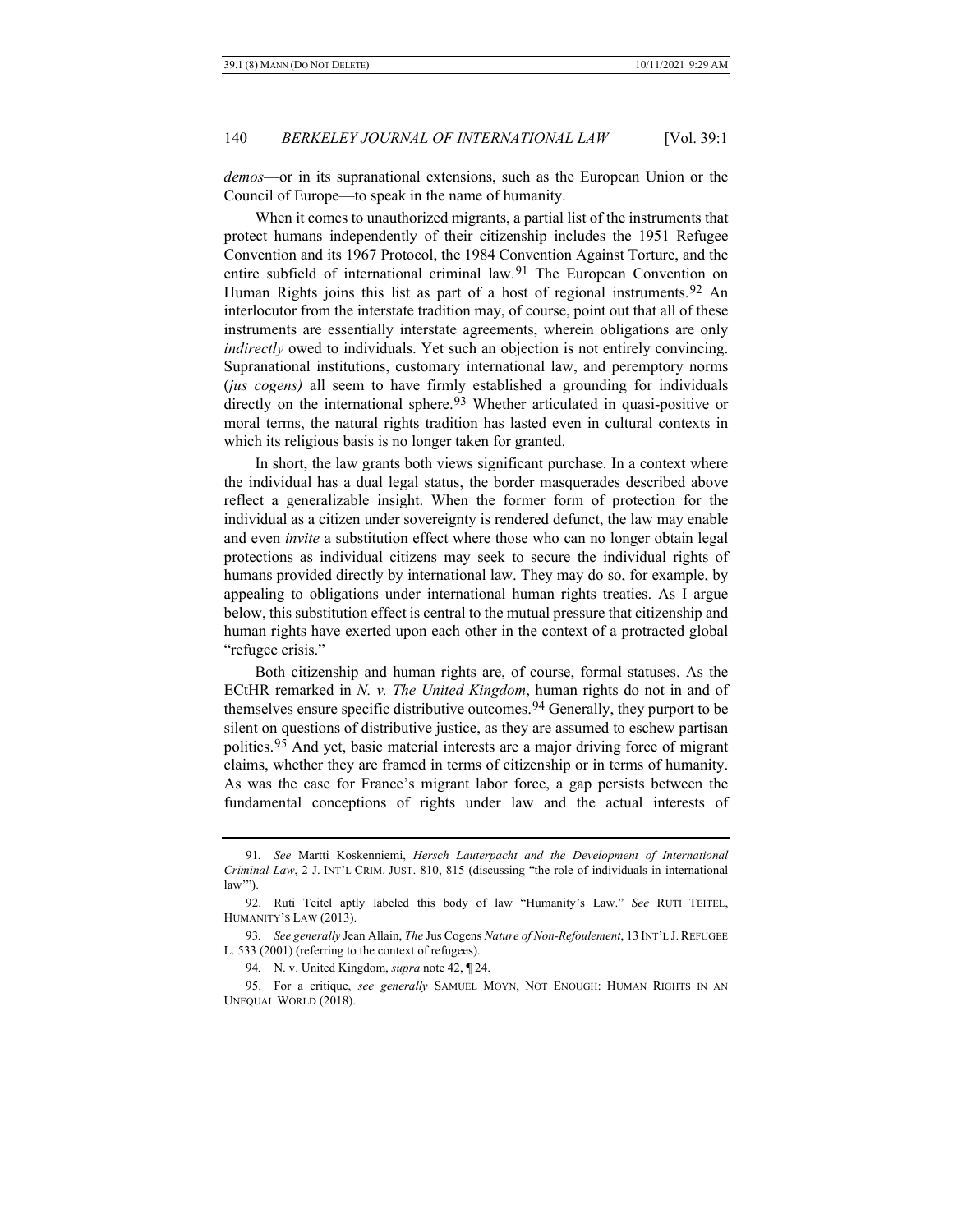*demos*—or in its supranational extensions, such as the European Union or the Council of Europe—to speak in the name of humanity.

When it comes to unauthorized migrants, a partial list of the instruments that protect humans independently of their citizenship includes the 1951 Refugee Convention and its 1967 Protocol, the 1984 Convention Against Torture, and the entire subfield of international criminal law.[91] The European Convention on Human Rights joins this list as part of a host of regional instruments.[92] An interlocutor from the interstate tradition may, of course, point out that all of these instruments are essentially interstate agreements, wherein obligations are only *indirectly* owed to individuals. Yet such an objection is not entirely convincing. Supranational institutions, customary international law, and peremptory norms (*jus cogens)* all seem to have firmly established a grounding for individuals directly on the international sphere.[93] Whether articulated in quasi-positive or moral terms, the natural rights tradition has lasted even in cultural contexts in which its religious basis is no longer taken for granted.

In short, the law grants both views significant purchase. In a context where the individual has a dual legal status, the border masquerades described above reflect a generalizable insight. When the former form of protection for the individual as a citizen under sovereignty is rendered defunct, the law may enable and even *invite* a substitution effect where those who can no longer obtain legal protections as individual citizens may seek to secure the individual rights of humans provided directly by international law. They may do so, for example, by appealing to obligations under international human rights treaties. As I argue below, this substitution effect is central to the mutual pressure that citizenship and human rights have exerted upon each other in the context of a protracted global "refugee crisis."

Both citizenship and human rights are, of course, formal statuses. As the ECtHR remarked in *N. v. The United Kingdom*, human rights do not in and of themselves ensure specific distributive outcomes.[94] Generally, they purport to be silent on questions of distributive justice, as they are assumed to eschew partisan politics.[95] And yet, basic material interests are a major driving force of migrant claims, whether they are framed in terms of citizenship or in terms of humanity. As was the case for France's migrant labor force, a gap persists between the fundamental conceptions of rights under law and the actual interests of

---

91. *See* Martti Koskenniemi, *Hersch Lauterpacht and the Development of International Criminal Law*, 2 J. INT'L CRIM. JUST. 810, 815 (discussing "the role of individuals in international law'").

92. Ruti Teitel aptly labeled this body of law "Humanity's Law." *See* RUTI TEITEL, HUMANITY'S LAW (2013).

93. *See generally* Jean Allain, *The* Jus Cogens *Nature of Non-Refoulement*, 13 INT'L J. REFUGEE L. 533 (2001) (referring to the context of refugees).

94. N. v. United Kingdom, *supra* note 42, ¶ 24.

95. For a critique, *see generally* SAMUEL MOYN, NOT ENOUGH: HUMAN RIGHTS IN AN UNEQUAL WORLD (2018).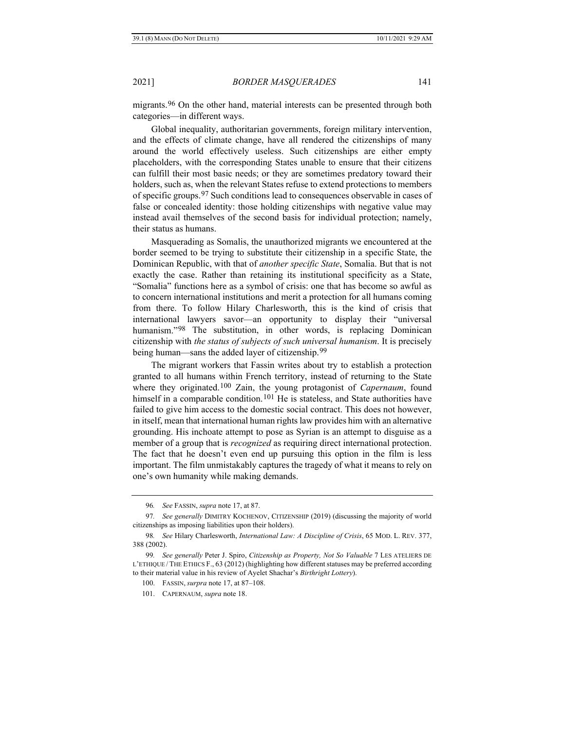migrants.[96] On the other hand, material interests can be presented through both categories—in different ways.

Global inequality, authoritarian governments, foreign military intervention, and the effects of climate change, have all rendered the citizenships of many around the world effectively useless. Such citizenships are either empty placeholders, with the corresponding States unable to ensure that their citizens can fulfill their most basic needs; or they are sometimes predatory toward their holders, such as, when the relevant States refuse to extend protections to members of specific groups.[97] Such conditions lead to consequences observable in cases of false or concealed identity: those holding citizenships with negative value may instead avail themselves of the second basis for individual protection; namely, their status as humans.

Masquerading as Somalis, the unauthorized migrants we encountered at the border seemed to be trying to substitute their citizenship in a specific State, the Dominican Republic, with that of *another specific State*, Somalia. But that is not exactly the case. Rather than retaining its institutional specificity as a State, "Somalia" functions here as a symbol of crisis: one that has become so awful as to concern international institutions and merit a protection for all humans coming from there. To follow Hilary Charlesworth, this is the kind of crisis that international lawyers savor—an opportunity to display their "universal humanism."[98] The substitution, in other words, is replacing Dominican citizenship with *the status of subjects of such universal humanism*. It is precisely being human—sans the added layer of citizenship.[99]

The migrant workers that Fassin writes about try to establish a protection granted to all humans within French territory, instead of returning to the State where they originated.[100] Zain, the young protagonist of *Capernaum*, found himself in a comparable condition.[101] He is stateless, and State authorities have failed to give him access to the domestic social contract. This does not however, in itself, mean that international human rights law provides him with an alternative grounding. His inchoate attempt to pose as Syrian is an attempt to disguise as a member of a group that is *recognized* as requiring direct international protection. The fact that he doesn't even end up pursuing this option in the film is less important. The film unmistakably captures the tragedy of what it means to rely on one's own humanity while making demands.

---

96. *See* FASSIN, *supra* note 17, at 87.

97. *See generally* DIMITRY KOCHENOV, CITIZENSHIP (2019) (discussing the majority of world citizenships as imposing liabilities upon their holders).

98. *See* Hilary Charlesworth, *International Law: A Discipline of Crisis*, 65 MOD. L. REV. 377, 388 (2002).

99. *See generally* Peter J. Spiro, *Citizenship as Property, Not So Valuable* 7 LES ATELIERS DE L'ETHIQUE / THE ETHICS F., 63 (2012) (highlighting how different statuses may be preferred according to their material value in his review of Ayelet Shachar's *Birthright Lottery*).

100. FASSIN, *surpra* note 17, at 87–108.

101. CAPERNAUM, *supra* note 18.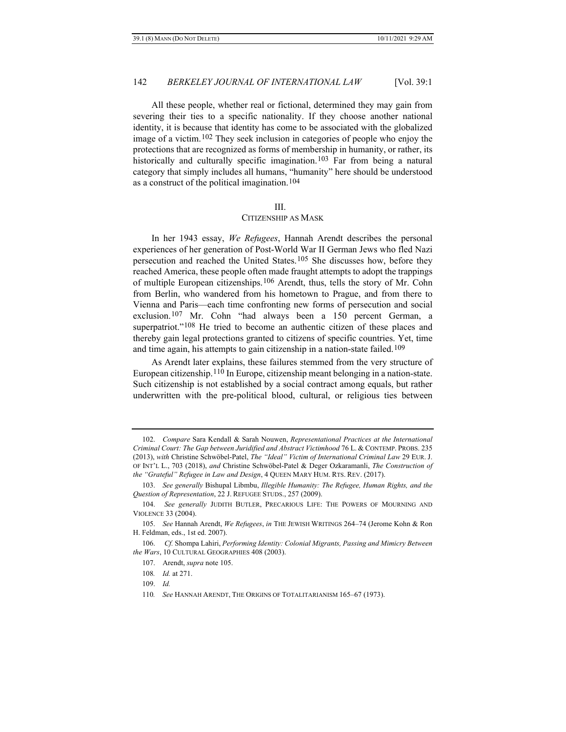All these people, whether real or fictional, determined they may gain from severing their ties to a specific nationality. If they choose another national identity, it is because that identity has come to be associated with the globalized image of a victim.[102] They seek inclusion in categories of people who enjoy the protections that are recognized as forms of membership in humanity, or rather, its historically and culturally specific imagination.[103] Far from being a natural category that simply includes all humans, "humanity" here should be understood as a construct of the political imagination.[104]

## III.
## CITIZENSHIP AS MASK

In her 1943 essay, *We Refugees*, Hannah Arendt describes the personal experiences of her generation of Post-World War II German Jews who fled Nazi persecution and reached the United States.[105] She discusses how, before they reached America, these people often made fraught attempts to adopt the trappings of multiple European citizenships.[106] Arendt, thus, tells the story of Mr. Cohn from Berlin, who wandered from his hometown to Prague, and from there to Vienna and Paris—each time confronting new forms of persecution and social exclusion.[107] Mr. Cohn "had always been a 150 percent German, a superpatriot."[108] He tried to become an authentic citizen of these places and thereby gain legal protections granted to citizens of specific countries. Yet, time and time again, his attempts to gain citizenship in a nation-state failed.[109]

As Arendt later explains, these failures stemmed from the very structure of European citizenship.[110] In Europe, citizenship meant belonging in a nation-state. Such citizenship is not established by a social contract among equals, but rather underwritten with the pre-political blood, cultural, or religious ties between

---

102. *Compare* Sara Kendall & Sarah Nouwen, *Representational Practices at the International Criminal Court: The Gap between Juridified and Abstract Victimhood* 76 L. & CONTEMP. PROBS. 235 (2013), *with* Christine Schwöbel-Patel, *The "Ideal" Victim of International Criminal Law* 29 EUR. J. OF INT'L L., 703 (2018), *and* Christine Schwöbel-Patel & Deger Ozkaramanli, *The Construction of the "Grateful" Refugee in Law and Design*, 4 QUEEN MARY HUM. RTS. REV. (2017).

103. *See generally* Bishupal Libmbu, *Illegible Humanity: The Refugee, Human Rights, and the Question of Representation*, 22 J. REFUGEE STUDS., 257 (2009).

104. *See generally* JUDITH BUTLER, PRECARIOUS LIFE: THE POWERS OF MOURNING AND VIOLENCE 33 (2004).

105. *See* Hannah Arendt, *We Refugees*, *in* THE JEWISH WRITINGS 264–74 (Jerome Kohn & Ron H. Feldman, eds., 1st ed. 2007).

106. *Cf.* Shompa Lahiri, *Performing Identity: Colonial Migrants, Passing and Mimicry Between the Wars*, 10 CULTURAL GEOGRAPHIES 408 (2003).

107. Arendt, *supra* note 105.

108. *Id.* at 271.

109. *Id.*

110. *See* HANNAH ARENDT, THE ORIGINS OF TOTALITARIANISM 165–67 (1973).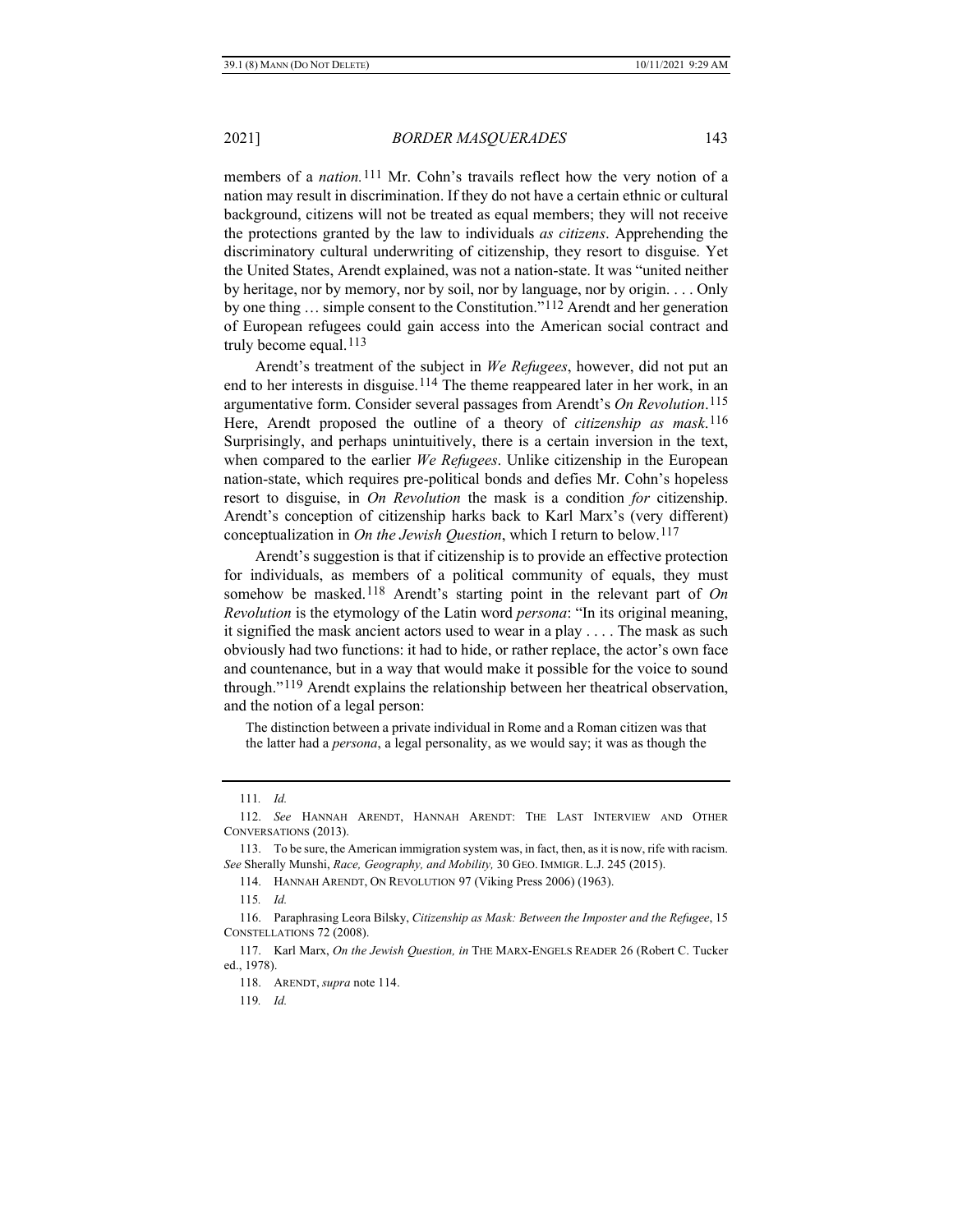members of a *nation.*[111] Mr. Cohn's travails reflect how the very notion of a nation may result in discrimination. If they do not have a certain ethnic or cultural background, citizens will not be treated as equal members; they will not receive the protections granted by the law to individuals *as citizens*. Apprehending the discriminatory cultural underwriting of citizenship, they resort to disguise. Yet the United States, Arendt explained, was not a nation-state. It was "united neither by heritage, nor by memory, nor by soil, nor by language, nor by origin. . . . Only by one thing … simple consent to the Constitution."[112] Arendt and her generation of European refugees could gain access into the American social contract and truly become equal.[113]

Arendt's treatment of the subject in *We Refugees*, however, did not put an end to her interests in disguise.[114] The theme reappeared later in her work, in an argumentative form. Consider several passages from Arendt's *On Revolution*.[115] Here, Arendt proposed the outline of a theory of *citizenship as mask.*[116] Surprisingly, and perhaps unintuitively, there is a certain inversion in the text, when compared to the earlier *We Refugees*. Unlike citizenship in the European nation-state, which requires pre-political bonds and defies Mr. Cohn's hopeless resort to disguise, in *On Revolution* the mask is a condition *for* citizenship. Arendt's conception of citizenship harks back to Karl Marx's (very different) conceptualization in *On the Jewish Question*, which I return to below.[117]

Arendt's suggestion is that if citizenship is to provide an effective protection for individuals, as members of a political community of equals, they must somehow be masked.[118] Arendt's starting point in the relevant part of *On Revolution* is the etymology of the Latin word *persona*: "In its original meaning, it signified the mask ancient actors used to wear in a play . . . . The mask as such obviously had two functions: it had to hide, or rather replace, the actor's own face and countenance, but in a way that would make it possible for the voice to sound through."[119] Arendt explains the relationship between her theatrical observation, and the notion of a legal person:

> The distinction between a private individual in Rome and a Roman citizen was that the latter had a *persona*, a legal personality, as we would say; it was as though the

---

111. *Id.*

112. *See* HANNAH ARENDT, HANNAH ARENDT: THE LAST INTERVIEW AND OTHER CONVERSATIONS (2013).

113. To be sure, the American immigration system was, in fact, then, as it is now, rife with racism. *See* Sherally Munshi, *Race, Geography, and Mobility,* 30 GEO. IMMIGR. L.J. 245 (2015).

114. HANNAH ARENDT, ON REVOLUTION 97 (Viking Press 2006) (1963).

115. *Id.*

116. Paraphrasing Leora Bilsky, *Citizenship as Mask: Between the Imposter and the Refugee*, 15 CONSTELLATIONS 72 (2008).

117. Karl Marx, *On the Jewish Question, in* THE MARX-ENGELS READER 26 (Robert C. Tucker ed., 1978).

118. ARENDT, *supra* note 114.

119. *Id.*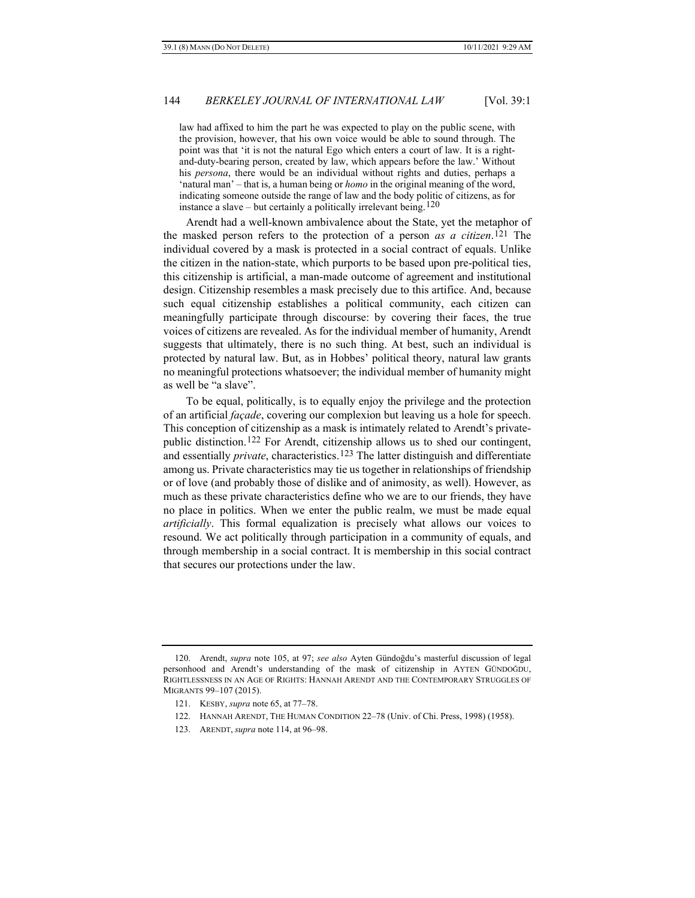law had affixed to him the part he was expected to play on the public scene, with the provision, however, that his own voice would be able to sound through. The point was that 'it is not the natural Ego which enters a court of law. It is a right-and-duty-bearing person, created by law, which appears before the law.' Without his *persona*, there would be an individual without rights and duties, perhaps a 'natural man' – that is, a human being or *homo* in the original meaning of the word, indicating someone outside the range of law and the body politic of citizens, as for instance a slave – but certainly a politically irrelevant being.[120]

Arendt had a well-known ambivalence about the State, yet the metaphor of the masked person refers to the protection of a person *as a citizen*.[121] The individual covered by a mask is protected in a social contract of equals. Unlike the citizen in the nation-state, which purports to be based upon pre-political ties, this citizenship is artificial, a man-made outcome of agreement and institutional design. Citizenship resembles a mask precisely due to this artifice. And, because such equal citizenship establishes a political community, each citizen can meaningfully participate through discourse: by covering their faces, the true voices of citizens are revealed. As for the individual member of humanity, Arendt suggests that ultimately, there is no such thing. At best, such an individual is protected by natural law. But, as in Hobbes' political theory, natural law grants no meaningful protections whatsoever; the individual member of humanity might as well be "a slave".

To be equal, politically, is to equally enjoy the privilege and the protection of an artificial *façade*, covering our complexion but leaving us a hole for speech. This conception of citizenship as a mask is intimately related to Arendt's private-public distinction.[122] For Arendt, citizenship allows us to shed our contingent, and essentially *private*, characteristics.[123] The latter distinguish and differentiate among us. Private characteristics may tie us together in relationships of friendship or of love (and probably those of dislike and of animosity, as well). However, as much as these private characteristics define who we are to our friends, they have no place in politics. When we enter the public realm, we must be made equal *artificially*. This formal equalization is precisely what allows our voices to resound. We act politically through participation in a community of equals, and through membership in a social contract. It is membership in this social contract that secures our protections under the law.

---

120. Arendt, *supra* note 105, at 97; *see also* Ayten Gündoğdu's masterful discussion of legal personhood and Arendt's understanding of the mask of citizenship in AYTEN GÜNDOĞDU, RIGHTLESSNESS IN AN AGE OF RIGHTS: HANNAH ARENDT AND THE CONTEMPORARY STRUGGLES OF MIGRANTS 99–107 (2015).

121. KESBY, *supra* note 65, at 77–78.

122. HANNAH ARENDT, THE HUMAN CONDITION 22–78 (Univ. of Chi. Press, 1998) (1958).

123. ARENDT, *supra* note 114, at 96–98.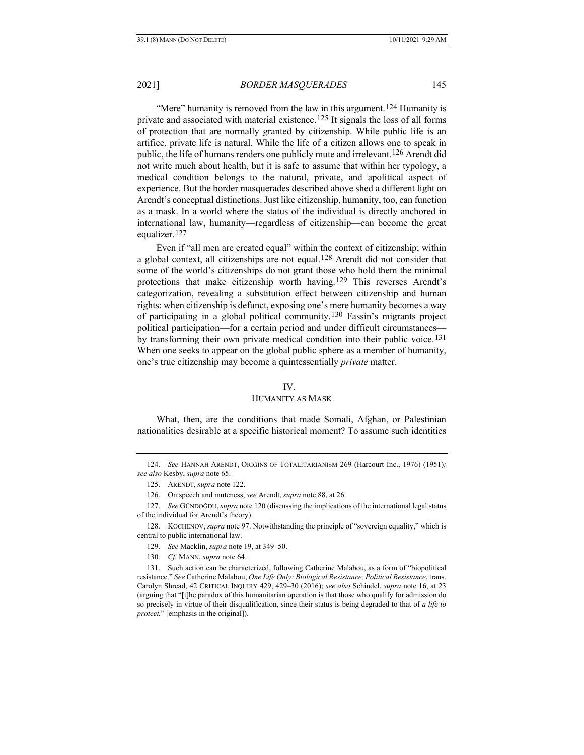"Mere" humanity is removed from the law in this argument.[124] Humanity is private and associated with material existence.[125] It signals the loss of all forms of protection that are normally granted by citizenship. While public life is an artifice, private life is natural. While the life of a citizen allows one to speak in public, the life of humans renders one publicly mute and irrelevant.[126] Arendt did not write much about health, but it is safe to assume that within her typology, a medical condition belongs to the natural, private, and apolitical aspect of experience. But the border masquerades described above shed a different light on Arendt's conceptual distinctions. Just like citizenship, humanity, too, can function as a mask. In a world where the status of the individual is directly anchored in international law, humanity—regardless of citizenship—can become the great equalizer.[127]

Even if "all men are created equal" within the context of citizenship; within a global context, all citizenships are not equal.[128] Arendt did not consider that some of the world's citizenships do not grant those who hold them the minimal protections that make citizenship worth having.[129] This reverses Arendt's categorization, revealing a substitution effect between citizenship and human rights: when citizenship is defunct, exposing one's mere humanity becomes a way of participating in a global political community.[130] Fassin's migrants project political participation—for a certain period and under difficult circumstances—by transforming their own private medical condition into their public voice.[131] When one seeks to appear on the global public sphere as a member of humanity, one's true citizenship may become a quintessentially *private* matter.

## IV.
## HUMANITY AS MASK

What, then, are the conditions that made Somali, Afghan, or Palestinian nationalities desirable at a specific historical moment? To assume such identities

---

124. *See* HANNAH ARENDT, ORIGINS OF TOTALITARIANISM 269 (Harcourt Inc., 1976) (1951)*; see also* Kesby, *supra* note 65.

125. ARENDT, *supra* note 122.

126. On speech and muteness, *see* Arendt, *supra* note 88, at 26.

127. *See* GÜNDOĞDU, *supra* note 120 (discussing the implications of the international legal status of the individual for Arendt's theory).

128. KOCHENOV, *supra* note 97. Notwithstanding the principle of "sovereign equality," which is central to public international law.

129. *See* Macklin, *supra* note 19, at 349–50.

130. *Cf.* MANN, *supra* note 64.

131. Such action can be characterized, following Catherine Malabou, as a form of "biopolitical resistance." *See* Catherine Malabou, *One Life Only: Biological Resistance, Political Resistance*, trans. Carolyn Shread, 42 CRITICAL INQUIRY 429, 429–30 (2016); *see also* Schindel, *supra* note 16, at 23 (arguing that "[t]he paradox of this humanitarian operation is that those who qualify for admission do so precisely in virtue of their disqualification, since their status is being degraded to that of *a life to protect.*" [emphasis in the original]).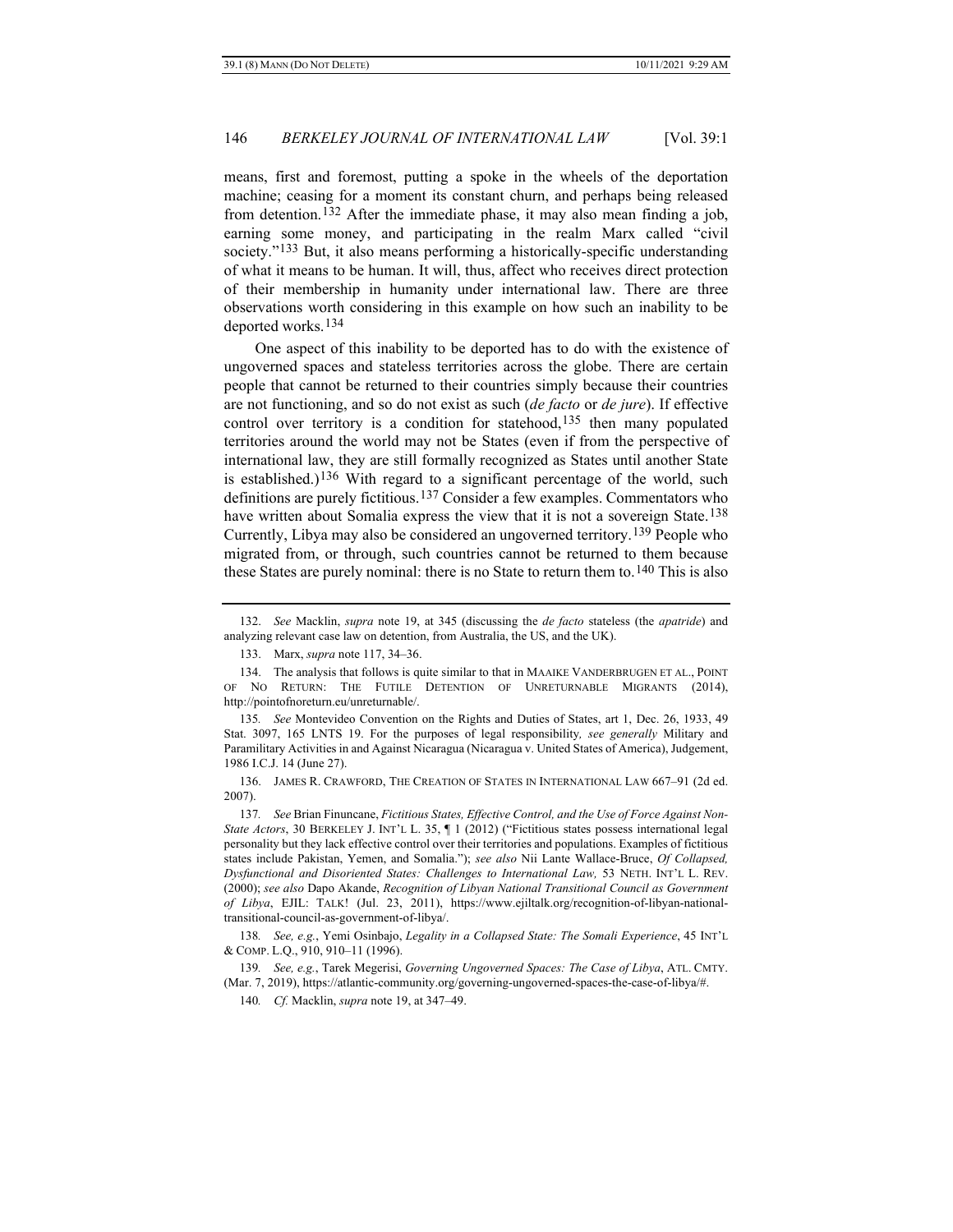means, first and foremost, putting a spoke in the wheels of the deportation machine; ceasing for a moment its constant churn, and perhaps being released from detention.[132] After the immediate phase, it may also mean finding a job, earning some money, and participating in the realm Marx called "civil society."[133] But, it also means performing a historically-specific understanding of what it means to be human. It will, thus, affect who receives direct protection of their membership in humanity under international law. There are three observations worth considering in this example on how such an inability to be deported works.[134]

One aspect of this inability to be deported has to do with the existence of ungoverned spaces and stateless territories across the globe. There are certain people that cannot be returned to their countries simply because their countries are not functioning, and so do not exist as such (*de facto* or *de jure*). If effective control over territory is a condition for statehood,[135] then many populated territories around the world may not be States (even if from the perspective of international law, they are still formally recognized as States until another State is established.)[136] With regard to a significant percentage of the world, such definitions are purely fictitious.[137] Consider a few examples. Commentators who have written about Somalia express the view that it is not a sovereign State.[138] Currently, Libya may also be considered an ungoverned territory.[139] People who migrated from, or through, such countries cannot be returned to them because these States are purely nominal: there is no State to return them to.[140] This is also

---

132. *See* Macklin, *supra* note 19, at 345 (discussing the *de facto* stateless (the *apatride*) and analyzing relevant case law on detention, from Australia, the US, and the UK).

133. Marx, *supra* note 117, 34–36.

134. The analysis that follows is quite similar to that in MAAIKE VANDERBRUGEN ET AL., POINT OF NO RETURN: THE FUTILE DETENTION OF UNRETURNABLE MIGRANTS (2014), http://pointofnoreturn.eu/unreturnable/.

135. *See* Montevideo Convention on the Rights and Duties of States, art 1, Dec. 26, 1933, 49 Stat. 3097, 165 LNTS 19. For the purposes of legal responsibility, *see generally* Military and Paramilitary Activities in and Against Nicaragua (Nicaragua v. United States of America), Judgement, 1986 I.C.J. 14 (June 27).

136. JAMES R. CRAWFORD, THE CREATION OF STATES IN INTERNATIONAL LAW 667–91 (2d ed. 2007).

137. *See* Brian Finuncane, *Fictitious States, Effective Control, and the Use of Force Against Non-State Actors*, 30 BERKELEY J. INT'L L. 35, ¶ 1 (2012) ("Fictitious states possess international legal personality but they lack effective control over their territories and populations. Examples of fictitious states include Pakistan, Yemen, and Somalia."); *see also* Nii Lante Wallace-Bruce, *Of Collapsed, Dysfunctional and Disoriented States: Challenges to International Law,* 53 NETH. INT'L L. REV. (2000); *see also* Dapo Akande, *Recognition of Libyan National Transitional Council as Government of Libya*, EJIL: TALK! (Jul. 23, 2011), https://www.ejiltalk.org/recognition-of-libyan-national-transitional-council-as-government-of-libya/.

138. *See, e.g.*, Yemi Osinbajo, *Legality in a Collapsed State: The Somali Experience*, 45 INT'L & COMP. L.Q., 910, 910–11 (1996).

139. *See, e.g.*, Tarek Megerisi, *Governing Ungoverned Spaces: The Case of Libya*, ATL. CMTY. (Mar. 7, 2019), https://atlantic-community.org/governing-ungoverned-spaces-the-case-of-libya/#.

140. *Cf.* Macklin, *supra* note 19, at 347–49.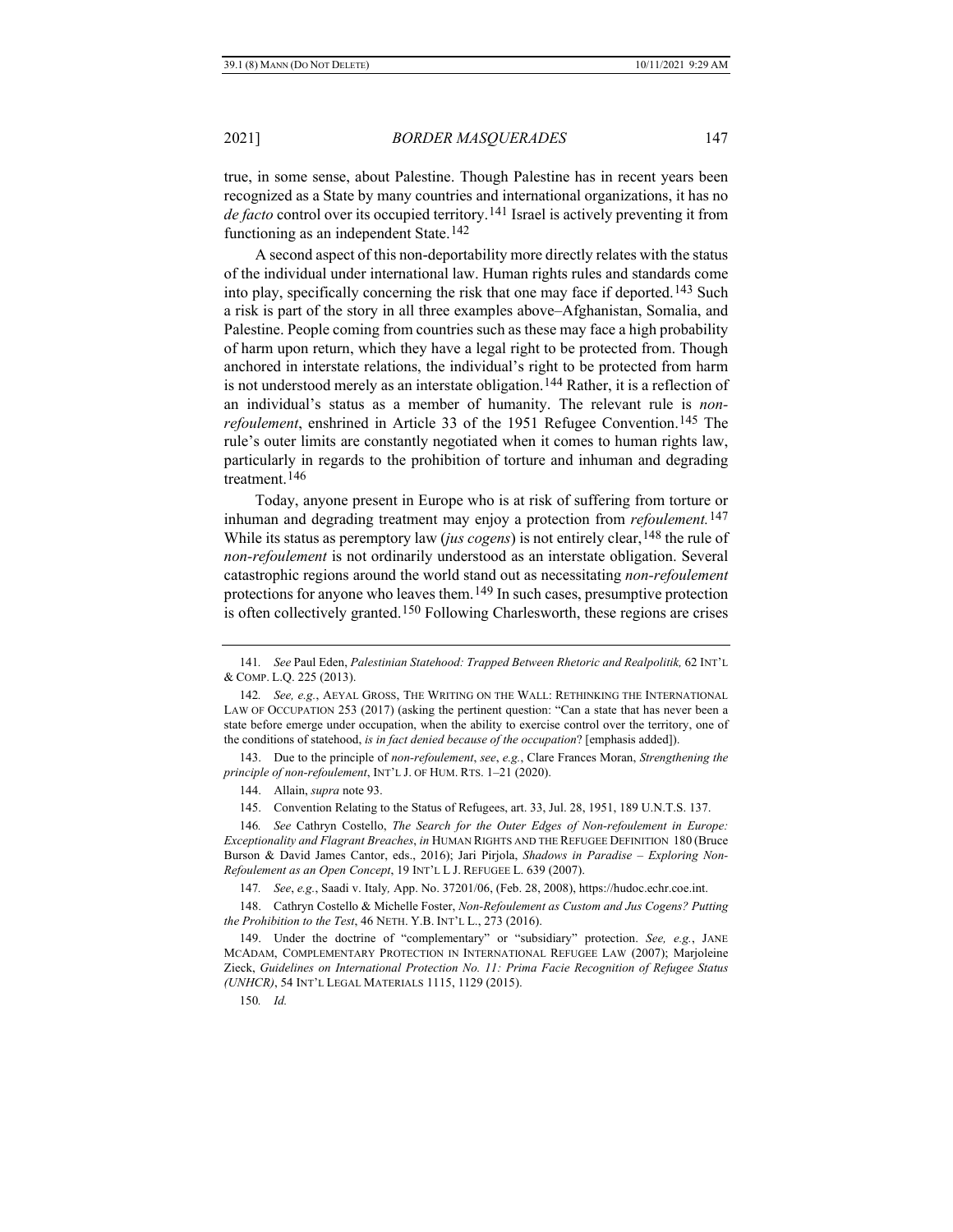true, in some sense, about Palestine. Though Palestine has in recent years been recognized as a State by many countries and international organizations, it has no *de facto* control over its occupied territory.[141] Israel is actively preventing it from functioning as an independent State.[142]

A second aspect of this non-deportability more directly relates with the status of the individual under international law. Human rights rules and standards come into play, specifically concerning the risk that one may face if deported.[143] Such a risk is part of the story in all three examples above–Afghanistan, Somalia, and Palestine. People coming from countries such as these may face a high probability of harm upon return, which they have a legal right to be protected from. Though anchored in interstate relations, the individual's right to be protected from harm is not understood merely as an interstate obligation.[144] Rather, it is a reflection of an individual's status as a member of humanity. The relevant rule is *non-refoulement*, enshrined in Article 33 of the 1951 Refugee Convention.[145] The rule's outer limits are constantly negotiated when it comes to human rights law, particularly in regards to the prohibition of torture and inhuman and degrading treatment.[146]

Today, anyone present in Europe who is at risk of suffering from torture or inhuman and degrading treatment may enjoy a protection from *refoulement.*[147] While its status as peremptory law (*jus cogens*) is not entirely clear,[148] the rule of *non-refoulement* is not ordinarily understood as an interstate obligation. Several catastrophic regions around the world stand out as necessitating *non-refoulement* protections for anyone who leaves them.[149] In such cases, presumptive protection is often collectively granted.[150] Following Charlesworth, these regions are crises

---

141. *See* Paul Eden, *Palestinian Statehood: Trapped Between Rhetoric and Realpolitik,* 62 INT'L & COMP. L.Q. 225 (2013).

142. *See, e.g.*, AEYAL GROSS, THE WRITING ON THE WALL: RETHINKING THE INTERNATIONAL LAW OF OCCUPATION 253 (2017) (asking the pertinent question: "Can a state that has never been a state before emerge under occupation, when the ability to exercise control over the territory, one of the conditions of statehood, *is in fact denied because of the occupation*? [emphasis added]).

143. Due to the principle of *non-refoulement*, *see*, *e.g.*, Clare Frances Moran, *Strengthening the principle of non-refoulement*, INT'L J. OF HUM. RTS. 1–21 (2020).

144. Allain, *supra* note 93.

145. Convention Relating to the Status of Refugees, art. 33, Jul. 28, 1951, 189 U.N.T.S. 137.

146. *See* Cathryn Costello, *The Search for the Outer Edges of Non-refoulement in Europe: Exceptionality and Flagrant Breaches*, *in* HUMAN RIGHTS AND THE REFUGEE DEFINITION 180 (Bruce Burson & David James Cantor, eds., 2016); Jari Pirjola, *Shadows in Paradise – Exploring Non-Refoulement as an Open Concept*, 19 INT'L L J. REFUGEE L. 639 (2007).

147. *See*, *e.g.*, Saadi v. Italy*,* App. No. 37201/06, (Feb. 28, 2008), https://hudoc.echr.coe.int.

148. Cathryn Costello & Michelle Foster, *Non-Refoulement as Custom and Jus Cogens? Putting the Prohibition to the Test*, 46 NETH. Y.B. INT'L L., 273 (2016).

149. Under the doctrine of "complementary" or "subsidiary" protection. *See, e.g.*, JANE MCADAM, COMPLEMENTARY PROTECTION IN INTERNATIONAL REFUGEE LAW (2007); Marjoleine Zieck, *Guidelines on International Protection No. 11: Prima Facie Recognition of Refugee Status (UNHCR)*, 54 INT'L LEGAL MATERIALS 1115, 1129 (2015).

150. *Id.*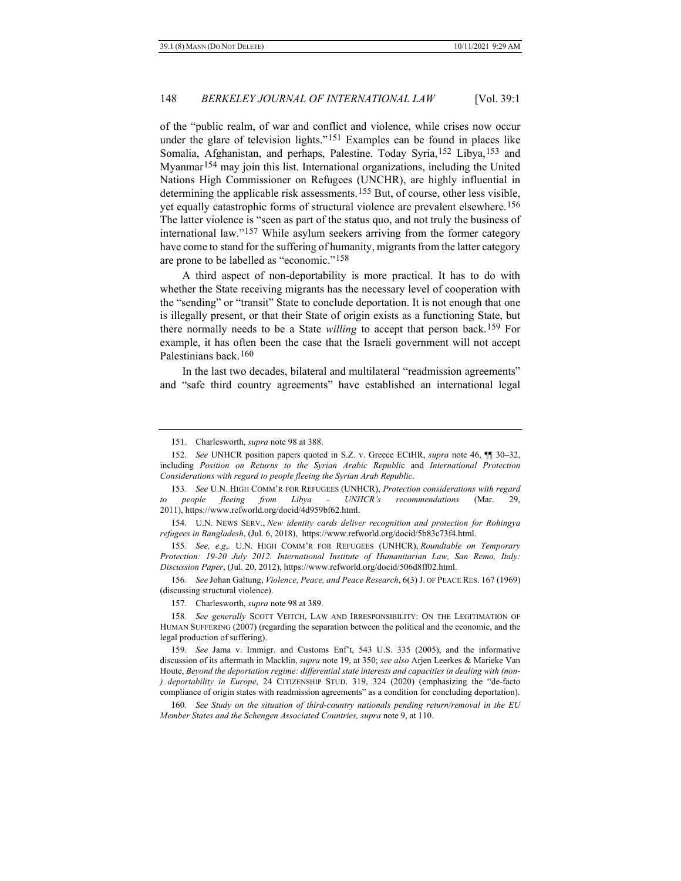of the "public realm, of war and conflict and violence, while crises now occur under the glare of television lights."[151] Examples can be found in places like Somalia, Afghanistan, and perhaps, Palestine. Today Syria,[152] Libya,[153] and Myanmar[154] may join this list. International organizations, including the United Nations High Commissioner on Refugees (UNCHR), are highly influential in determining the applicable risk assessments.[155] But, of course, other less visible, yet equally catastrophic forms of structural violence are prevalent elsewhere.[156] The latter violence is "seen as part of the status quo, and not truly the business of international law."[157] While asylum seekers arriving from the former category have come to stand for the suffering of humanity, migrants from the latter category are prone to be labelled as "economic."[158]

A third aspect of non-deportability is more practical. It has to do with whether the State receiving migrants has the necessary level of cooperation with the "sending" or "transit" State to conclude deportation. It is not enough that one is illegally present, or that their State of origin exists as a functioning State, but there normally needs to be a State *willing* to accept that person back.[159] For example, it has often been the case that the Israeli government will not accept Palestinians back.[160]

In the last two decades, bilateral and multilateral "readmission agreements" and "safe third country agreements" have established an international legal

---

151. Charlesworth, *supra* note 98 at 388.

152. *See* UNHCR position papers quoted in S.Z. v. Greece ECtHR, *supra* note 46, ¶¶ 30–32, including *Position on Returns to the Syrian Arabic Republic* and *International Protection Considerations with regard to people fleeing the Syrian Arab Republic*.

153. *See* U.N. HIGH COMM'R FOR REFUGEES (UNHCR), *Protection considerations with regard to people fleeing from Libya - UNHCR's recommendations* (Mar. 29, 2011), https://www.refworld.org/docid/4d959bf62.html.

154. U.N. NEWS SERV., *New identity cards deliver recognition and protection for Rohingya refugees in Bangladesh*, (Jul. 6, 2018), https://www.refworld.org/docid/5b83c73f4.html.

155. *See, e.g*,. U.N. HIGH COMM'R FOR REFUGEES (UNHCR), *Roundtable on Temporary Protection: 19-20 July 2012. International Institute of Humanitarian Law, San Remo, Italy: Discussion Paper*, (Jul. 20, 2012), https://www.refworld.org/docid/506d8ff02.html.

156. *See* Johan Galtung, *Violence, Peace, and Peace Research*, 6(3) J. OF PEACE RES. 167 (1969) (discussing structural violence).

157. Charlesworth, *supra* note 98 at 389.

158. *See generally* SCOTT VEITCH, LAW AND IRRESPONSIBILITY: ON THE LEGITIMATION OF HUMAN SUFFERING (2007) (regarding the separation between the political and the economic, and the legal production of suffering).

159. *See* Jama v. Immigr. and Customs Enf't, 543 U.S. 335 (2005), and the informative discussion of its aftermath in Macklin, *supra* note 19, at 350; *see also* Arjen Leerkes & Marieke Van Houte, *Beyond the deportation regime: differential state interests and capacities in dealing with (non-) deportability in Europe*, 24 CITIZENSHIP STUD. 319, 324 (2020) (emphasizing the "de-facto compliance of origin states with readmission agreements" as a condition for concluding deportation).

160. *See Study on the situation of third-country nationals pending return/removal in the EU Member States and the Schengen Associated Countries, supra* note 9, at 110.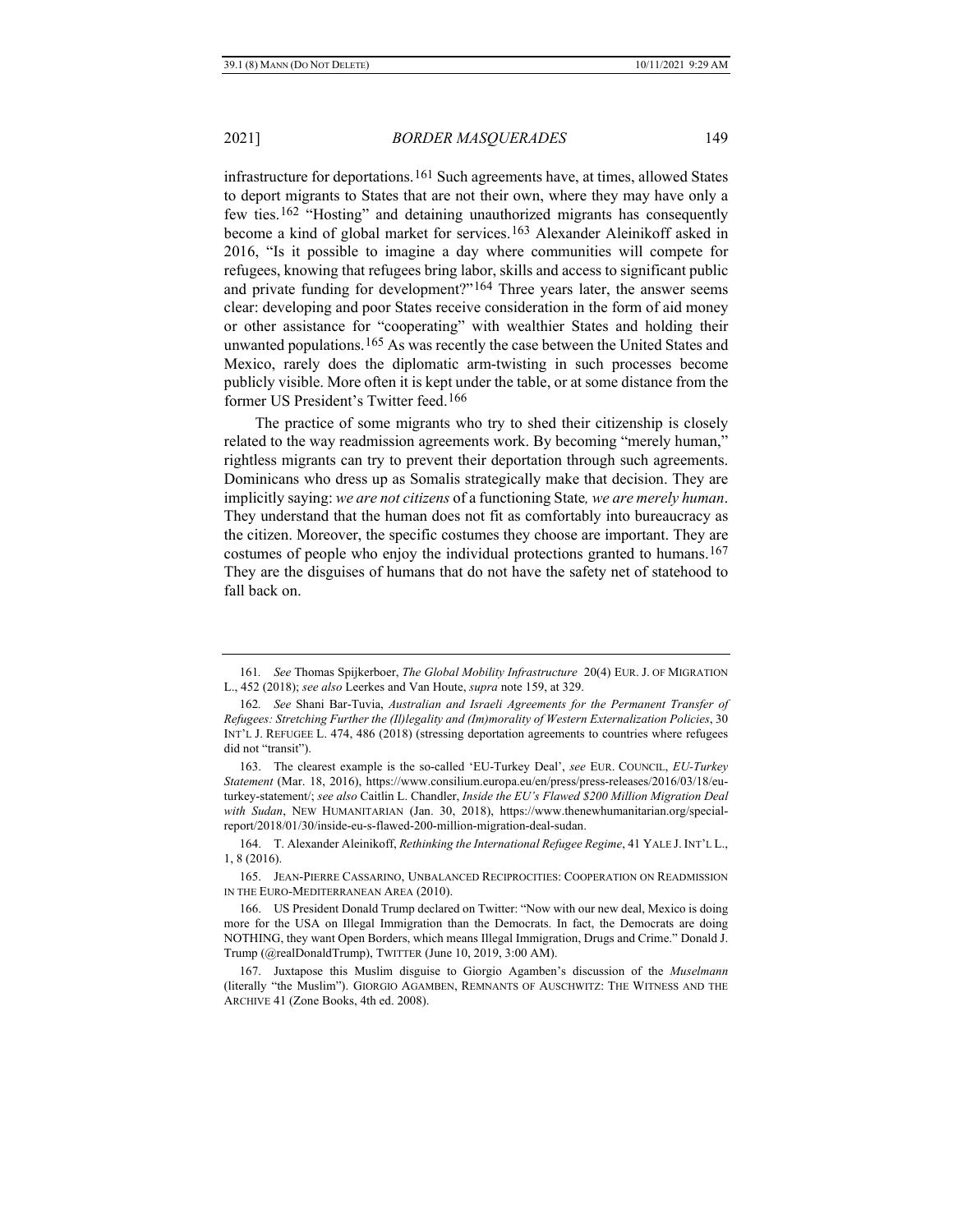infrastructure for deportations.[161] Such agreements have, at times, allowed States to deport migrants to States that are not their own, where they may have only a few ties.[162] "Hosting" and detaining unauthorized migrants has consequently become a kind of global market for services.[163] Alexander Aleinikoff asked in 2016, "Is it possible to imagine a day where communities will compete for refugees, knowing that refugees bring labor, skills and access to significant public and private funding for development?"[164] Three years later, the answer seems clear: developing and poor States receive consideration in the form of aid money or other assistance for "cooperating" with wealthier States and holding their unwanted populations.[165] As was recently the case between the United States and Mexico, rarely does the diplomatic arm-twisting in such processes become publicly visible. More often it is kept under the table, or at some distance from the former US President's Twitter feed.[166]

The practice of some migrants who try to shed their citizenship is closely related to the way readmission agreements work. By becoming "merely human," rightless migrants can try to prevent their deportation through such agreements. Dominicans who dress up as Somalis strategically make that decision. They are implicitly saying: *we are not citizens* of a functioning State*, we are merely human*. They understand that the human does not fit as comfortably into bureaucracy as the citizen. Moreover, the specific costumes they choose are important. They are costumes of people who enjoy the individual protections granted to humans.[167] They are the disguises of humans that do not have the safety net of statehood to fall back on.

---

161. *See* Thomas Spijkerboer, *The Global Mobility Infrastructure* 20(4) EUR. J. OF MIGRATION L., 452 (2018); *see also* Leerkes and Van Houte, *supra* note 159, at 329.

162. *See* Shani Bar-Tuvia, *Australian and Israeli Agreements for the Permanent Transfer of Refugees: Stretching Further the (Il)legality and (Im)morality of Western Externalization Policies*, 30 INT'L J. REFUGEE L. 474, 486 (2018) (stressing deportation agreements to countries where refugees did not "transit").

163. The clearest example is the so-called 'EU-Turkey Deal', *see* EUR. COUNCIL, *EU-Turkey Statement* (Mar. 18, 2016), https://www.consilium.europa.eu/en/press/press-releases/2016/03/18/eu-turkey-statement/; *see also* Caitlin L. Chandler, *Inside the EU's Flawed $200 Million Migration Deal with Sudan*, NEW HUMANITARIAN (Jan. 30, 2018), https://www.thenewhumanitarian.org/special-report/2018/01/30/inside-eu-s-flawed-200-million-migration-deal-sudan.

164. T. Alexander Aleinikoff, *Rethinking the International Refugee Regime*, 41 YALE J. INT'L L., 1, 8 (2016).

165. JEAN-PIERRE CASSARINO, UNBALANCED RECIPROCITIES: COOPERATION ON READMISSION IN THE EURO-MEDITERRANEAN AREA (2010).

166. US President Donald Trump declared on Twitter: "Now with our new deal, Mexico is doing more for the USA on Illegal Immigration than the Democrats. In fact, the Democrats are doing NOTHING, they want Open Borders, which means Illegal Immigration, Drugs and Crime." Donald J. Trump (@realDonaldTrump), TWITTER (June 10, 2019, 3:00 AM).

167. Juxtapose this Muslim disguise to Giorgio Agamben's discussion of the *Muselmann* (literally "the Muslim"). GIORGIO AGAMBEN, REMNANTS OF AUSCHWITZ: THE WITNESS AND THE ARCHIVE 41 (Zone Books, 4th ed. 2008).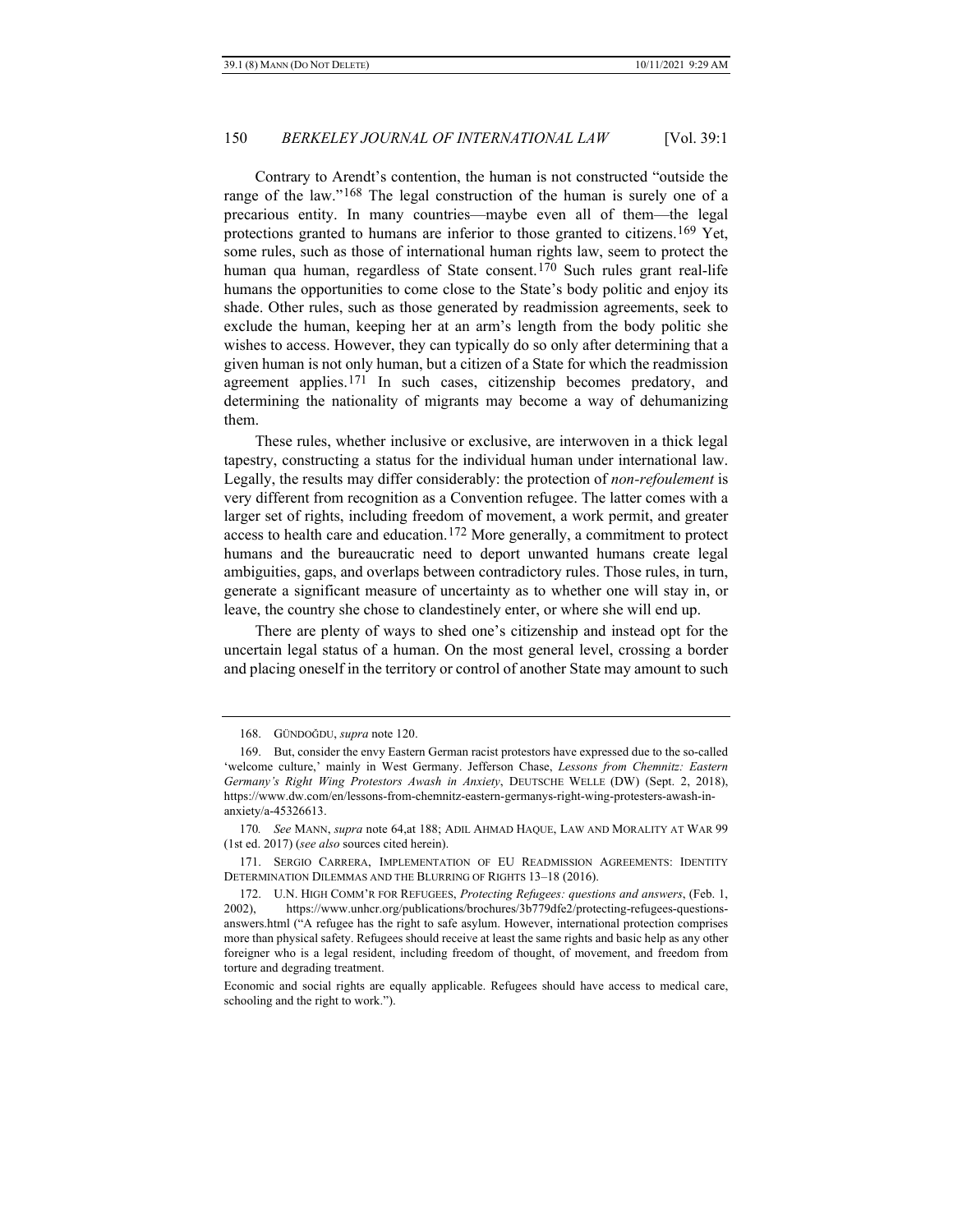Contrary to Arendt's contention, the human is not constructed "outside the range of the law."[168] The legal construction of the human is surely one of a precarious entity. In many countries—maybe even all of them—the legal protections granted to humans are inferior to those granted to citizens.[169] Yet, some rules, such as those of international human rights law, seem to protect the human qua human, regardless of State consent.[170] Such rules grant real-life humans the opportunities to come close to the State's body politic and enjoy its shade. Other rules, such as those generated by readmission agreements, seek to exclude the human, keeping her at an arm's length from the body politic she wishes to access. However, they can typically do so only after determining that a given human is not only human, but a citizen of a State for which the readmission agreement applies.[171] In such cases, citizenship becomes predatory, and determining the nationality of migrants may become a way of dehumanizing them.

These rules, whether inclusive or exclusive, are interwoven in a thick legal tapestry, constructing a status for the individual human under international law. Legally, the results may differ considerably: the protection of *non-refoulement* is very different from recognition as a Convention refugee. The latter comes with a larger set of rights, including freedom of movement, a work permit, and greater access to health care and education.[172] More generally, a commitment to protect humans and the bureaucratic need to deport unwanted humans create legal ambiguities, gaps, and overlaps between contradictory rules. Those rules, in turn, generate a significant measure of uncertainty as to whether one will stay in, or leave, the country she chose to clandestinely enter, or where she will end up.

There are plenty of ways to shed one's citizenship and instead opt for the uncertain legal status of a human. On the most general level, crossing a border and placing oneself in the territory or control of another State may amount to such

---

168. GÜNDOĞDU, *supra* note 120.

169. But, consider the envy Eastern German racist protestors have expressed due to the so-called 'welcome culture,' mainly in West Germany. Jefferson Chase, *Lessons from Chemnitz: Eastern Germany's Right Wing Protestors Awash in Anxiety*, DEUTSCHE WELLE (DW) (Sept. 2, 2018), https://www.dw.com/en/lessons-from-chemnitz-eastern-germanys-right-wing-protesters-awash-in-anxiety/a-45326613.

170. *See* MANN, *supra* note 64,at 188; ADIL AHMAD HAQUE, LAW AND MORALITY AT WAR 99 (1st ed. 2017) (*see also* sources cited herein).

171. SERGIO CARRERA, IMPLEMENTATION OF EU READMISSION AGREEMENTS: IDENTITY DETERMINATION DILEMMAS AND THE BLURRING OF RIGHTS 13–18 (2016).

172. U.N. HIGH COMM'R FOR REFUGEES, *Protecting Refugees: questions and answers*, (Feb. 1, 2002), https://www.unhcr.org/publications/brochures/3b779dfe2/protecting-refugees-questions-answers.html ("A refugee has the right to safe asylum. However, international protection comprises more than physical safety. Refugees should receive at least the same rights and basic help as any other foreigner who is a legal resident, including freedom of thought, of movement, and freedom from torture and degrading treatment.

Economic and social rights are equally applicable. Refugees should have access to medical care, schooling and the right to work.").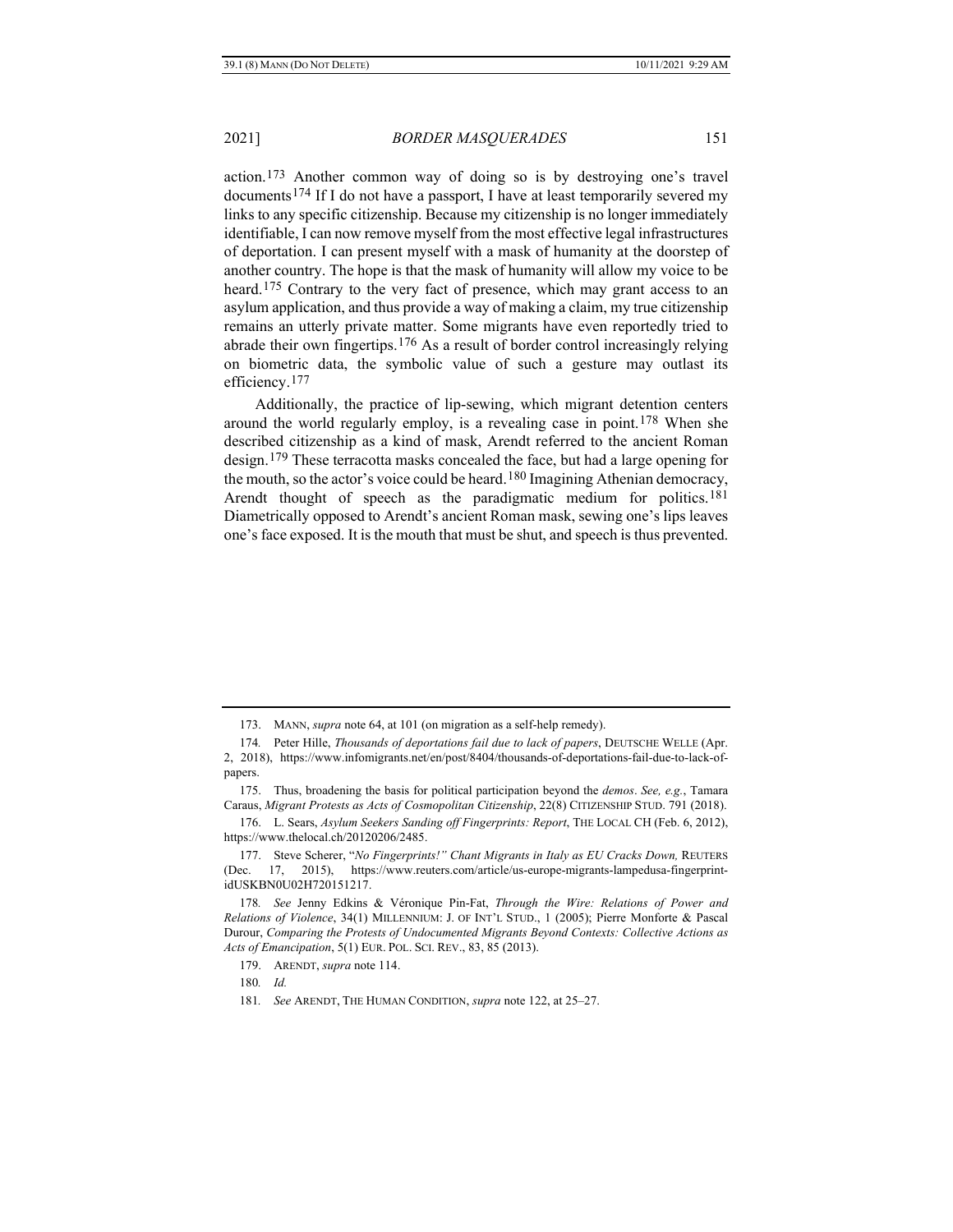action.[173] Another common way of doing so is by destroying one's travel documents[174] If I do not have a passport, I have at least temporarily severed my links to any specific citizenship. Because my citizenship is no longer immediately identifiable, I can now remove myself from the most effective legal infrastructures of deportation. I can present myself with a mask of humanity at the doorstep of another country. The hope is that the mask of humanity will allow my voice to be heard.[175] Contrary to the very fact of presence, which may grant access to an asylum application, and thus provide a way of making a claim, my true citizenship remains an utterly private matter. Some migrants have even reportedly tried to abrade their own fingertips.[176] As a result of border control increasingly relying on biometric data, the symbolic value of such a gesture may outlast its efficiency.[177]

Additionally, the practice of lip-sewing, which migrant detention centers around the world regularly employ, is a revealing case in point.[178] When she described citizenship as a kind of mask, Arendt referred to the ancient Roman design.[179] These terracotta masks concealed the face, but had a large opening for the mouth, so the actor's voice could be heard.[180] Imagining Athenian democracy, Arendt thought of speech as the paradigmatic medium for politics.[181] Diametrically opposed to Arendt's ancient Roman mask, sewing one's lips leaves one's face exposed. It is the mouth that must be shut, and speech is thus prevented.

---

173. MANN, *supra* note 64, at 101 (on migration as a self-help remedy).

174. Peter Hille, *Thousands of deportations fail due to lack of papers*, DEUTSCHE WELLE (Apr. 2, 2018), https://www.infomigrants.net/en/post/8404/thousands-of-deportations-fail-due-to-lack-of-papers.

175. Thus, broadening the basis for political participation beyond the *demos*. *See, e.g.*, Tamara Caraus, *Migrant Protests as Acts of Cosmopolitan Citizenship*, 22(8) CITIZENSHIP STUD. 791 (2018).

176. L. Sears, *Asylum Seekers Sanding off Fingerprints: Report*, THE LOCAL CH (Feb. 6, 2012), https://www.thelocal.ch/20120206/2485.

177. Steve Scherer, "*No Fingerprints!" Chant Migrants in Italy as EU Cracks Down,* REUTERS (Dec. 17, 2015), https://www.reuters.com/article/us-europe-migrants-lampedusa-fingerprint-idUSKBN0U02H720151217.

178. *See* Jenny Edkins & Véronique Pin-Fat, *Through the Wire: Relations of Power and Relations of Violence*, 34(1) MILLENNIUM: J. OF INT'L STUD., 1 (2005); Pierre Monforte & Pascal Durour, *Comparing the Protests of Undocumented Migrants Beyond Contexts: Collective Actions as Acts of Emancipation*, 5(1) EUR. POL. SCI. REV., 83, 85 (2013).

179. ARENDT, *supra* note 114.

180. *Id.*

181. *See* ARENDT, THE HUMAN CONDITION, *supra* note 122, at 25–27.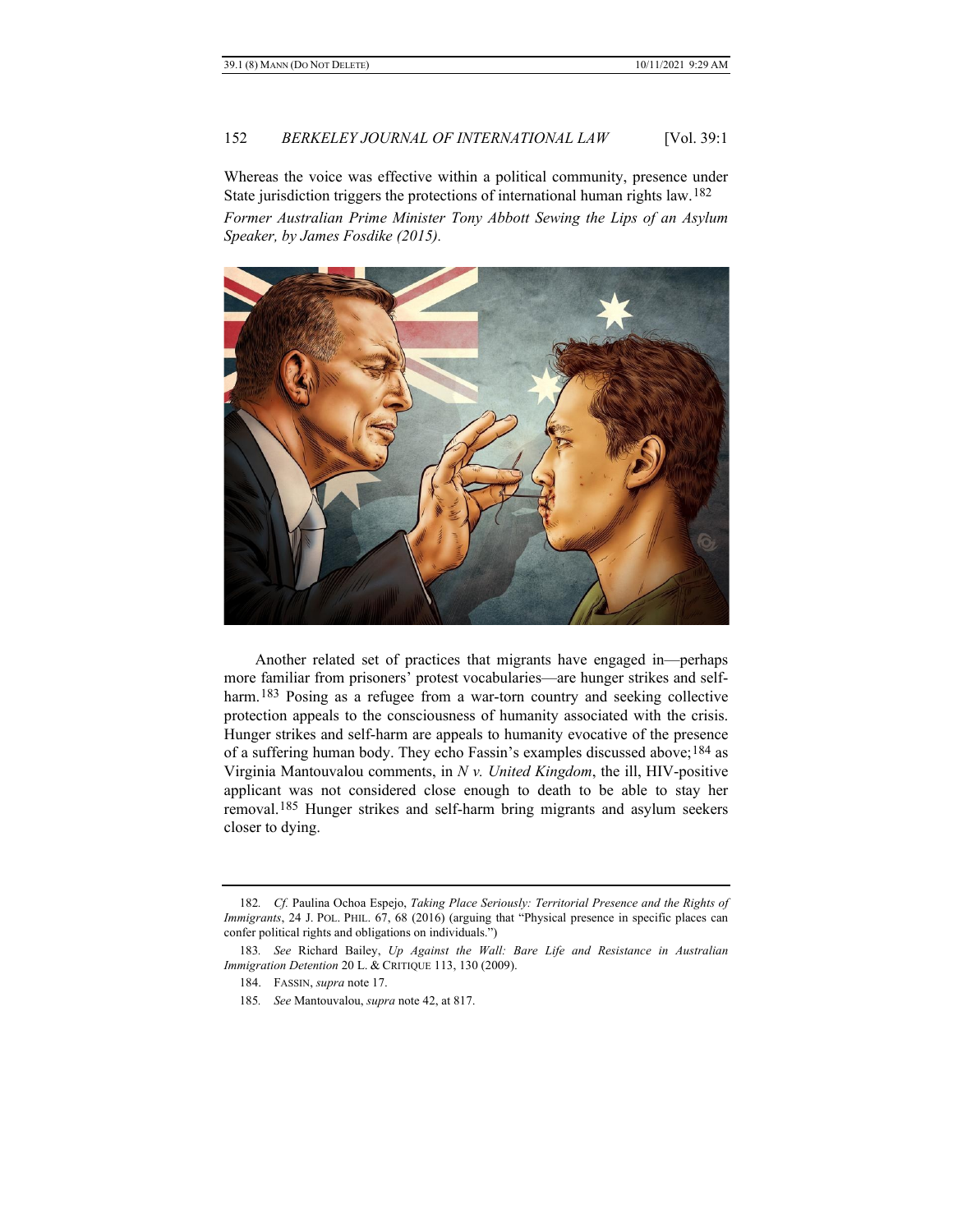Whereas the voice was effective within a political community, presence under State jurisdiction triggers the protections of international human rights law.[182]

*Former Australian Prime Minister Tony Abbott Sewing the Lips of an Asylum Speaker, by James Fosdike (2015).*

Another related set of practices that migrants have engaged in—perhaps more familiar from prisoners' protest vocabularies—are hunger strikes and self-harm.[183] Posing as a refugee from a war-torn country and seeking collective protection appeals to the consciousness of humanity associated with the crisis. Hunger strikes and self-harm are appeals to humanity evocative of the presence of a suffering human body. They echo Fassin's examples discussed above;[184] as Virginia Mantouvalou comments, in *N v. United Kingdom*, the ill, HIV-positive applicant was not considered close enough to death to be able to stay her removal.[185] Hunger strikes and self-harm bring migrants and asylum seekers closer to dying.

---

182. *Cf.* Paulina Ochoa Espejo, *Taking Place Seriously: Territorial Presence and the Rights of Immigrants*, 24 J. POL. PHIL. 67, 68 (2016) (arguing that "Physical presence in specific places can confer political rights and obligations on individuals.")

183. *See* Richard Bailey, *Up Against the Wall: Bare Life and Resistance in Australian Immigration Detention* 20 L. & CRITIQUE 113, 130 (2009).

184. FASSIN, *supra* note 17.

185. *See* Mantouvalou, *supra* note 42, at 817.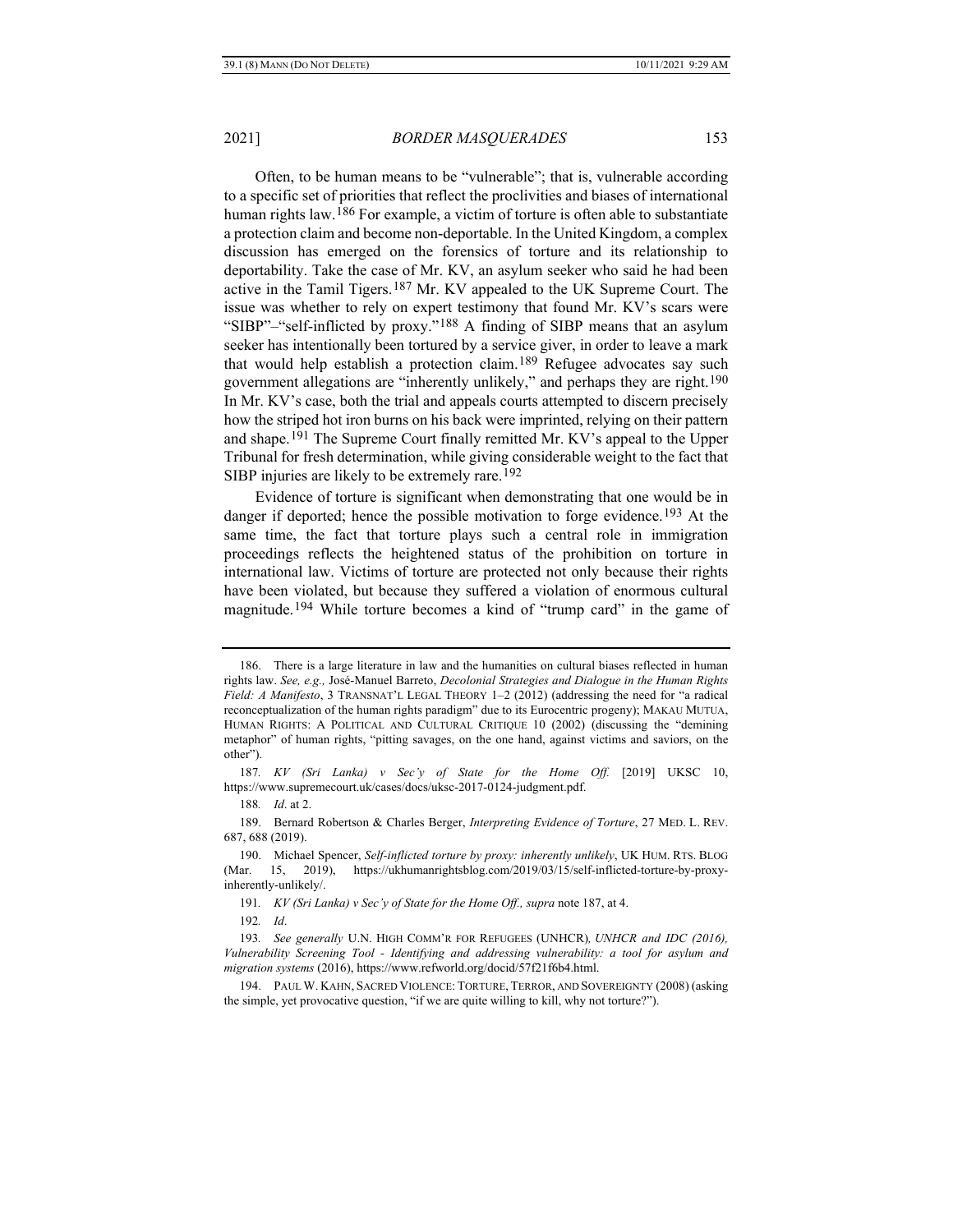Often, to be human means to be "vulnerable"; that is, vulnerable according to a specific set of priorities that reflect the proclivities and biases of international human rights law.[186] For example, a victim of torture is often able to substantiate a protection claim and become non-deportable. In the United Kingdom, a complex discussion has emerged on the forensics of torture and its relationship to deportability. Take the case of Mr. KV, an asylum seeker who said he had been active in the Tamil Tigers.[187] Mr. KV appealed to the UK Supreme Court. The issue was whether to rely on expert testimony that found Mr. KV's scars were "SIBP"–"self-inflicted by proxy."[188] A finding of SIBP means that an asylum seeker has intentionally been tortured by a service giver, in order to leave a mark that would help establish a protection claim.[189] Refugee advocates say such government allegations are "inherently unlikely," and perhaps they are right.[190] In Mr. KV's case, both the trial and appeals courts attempted to discern precisely how the striped hot iron burns on his back were imprinted, relying on their pattern and shape.[191] The Supreme Court finally remitted Mr. KV's appeal to the Upper Tribunal for fresh determination, while giving considerable weight to the fact that SIBP injuries are likely to be extremely rare.[192]

Evidence of torture is significant when demonstrating that one would be in danger if deported; hence the possible motivation to forge evidence.[193] At the same time, the fact that torture plays such a central role in immigration proceedings reflects the heightened status of the prohibition on torture in international law. Victims of torture are protected not only because their rights have been violated, but because they suffered a violation of enormous cultural magnitude.[194] While torture becomes a kind of "trump card" in the game of

---

186. There is a large literature in law and the humanities on cultural biases reflected in human rights law. *See, e.g.,* José-Manuel Barreto, *Decolonial Strategies and Dialogue in the Human Rights Field: A Manifesto*, 3 TRANSNAT'L LEGAL THEORY 1–2 (2012) (addressing the need for "a radical reconceptualization of the human rights paradigm" due to its Eurocentric progeny); MAKAU MUTUA, HUMAN RIGHTS: A POLITICAL AND CULTURAL CRITIQUE 10 (2002) (discussing the "demining metaphor" of human rights, "pitting savages, on the one hand, against victims and saviors, on the other").

187. *KV (Sri Lanka) v Sec'y of State for the Home Off.* [2019] UKSC 10, https://www.supremecourt.uk/cases/docs/uksc-2017-0124-judgment.pdf.

188. *Id*. at 2.

189. Bernard Robertson & Charles Berger, *Interpreting Evidence of Torture*, 27 MED. L. REV. 687, 688 (2019).

190. Michael Spencer, *Self-inflicted torture by proxy: inherently unlikely*, UK HUM. RTS. BLOG (Mar. 15, 2019), https://ukhumanrightsblog.com/2019/03/15/self-inflicted-torture-by-proxy-inherently-unlikely/.

191. *KV (Sri Lanka) v Sec'y of State for the Home Off., supra* note 187, at 4.

192. *Id*.

193. *See generally* U.N. HIGH COMM'R FOR REFUGEES (UNHCR)*, UNHCR and IDC (2016), Vulnerability Screening Tool - Identifying and addressing vulnerability: a tool for asylum and migration systems* (2016), https://www.refworld.org/docid/57f21f6b4.html.

194. PAUL W. KAHN, SACRED VIOLENCE: TORTURE, TERROR, AND SOVEREIGNTY (2008) (asking the simple, yet provocative question, "if we are quite willing to kill, why not torture?").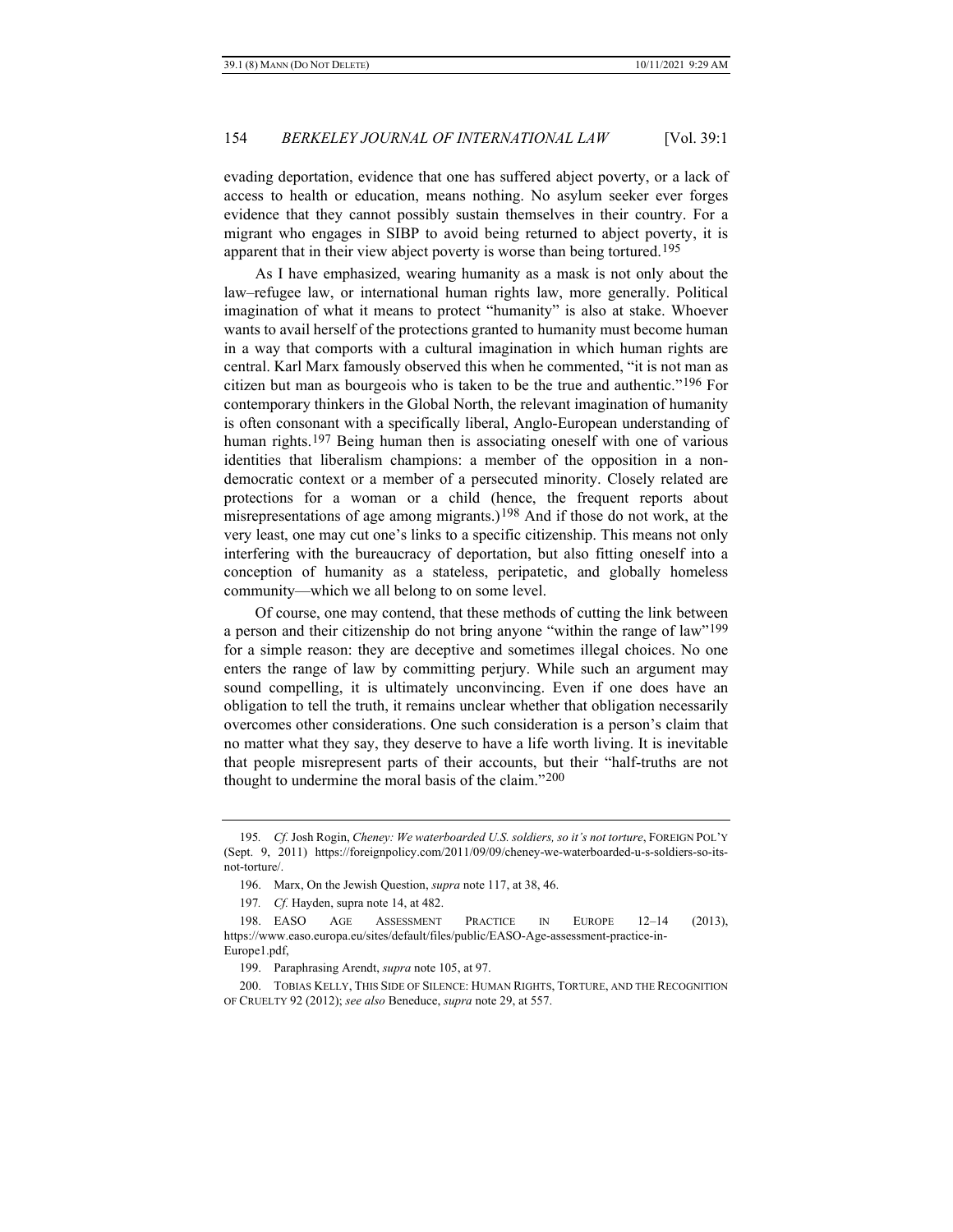evading deportation, evidence that one has suffered abject poverty, or a lack of access to health or education, means nothing. No asylum seeker ever forges evidence that they cannot possibly sustain themselves in their country. For a migrant who engages in SIBP to avoid being returned to abject poverty, it is apparent that in their view abject poverty is worse than being tortured.[195]

As I have emphasized, wearing humanity as a mask is not only about the law–refugee law, or international human rights law, more generally. Political imagination of what it means to protect "humanity" is also at stake. Whoever wants to avail herself of the protections granted to humanity must become human in a way that comports with a cultural imagination in which human rights are central. Karl Marx famously observed this when he commented, "it is not man as citizen but man as bourgeois who is taken to be the true and authentic."[196] For contemporary thinkers in the Global North, the relevant imagination of humanity is often consonant with a specifically liberal, Anglo-European understanding of human rights.[197] Being human then is associating oneself with one of various identities that liberalism champions: a member of the opposition in a non-democratic context or a member of a persecuted minority. Closely related are protections for a woman or a child (hence, the frequent reports about misrepresentations of age among migrants.)[198] And if those do not work, at the very least, one may cut one's links to a specific citizenship. This means not only interfering with the bureaucracy of deportation, but also fitting oneself into a conception of humanity as a stateless, peripatetic, and globally homeless community—which we all belong to on some level.

Of course, one may contend, that these methods of cutting the link between a person and their citizenship do not bring anyone "within the range of law"[199] for a simple reason: they are deceptive and sometimes illegal choices. No one enters the range of law by committing perjury. While such an argument may sound compelling, it is ultimately unconvincing. Even if one does have an obligation to tell the truth, it remains unclear whether that obligation necessarily overcomes other considerations. One such consideration is a person's claim that no matter what they say, they deserve to have a life worth living. It is inevitable that people misrepresent parts of their accounts, but their "half-truths are not thought to undermine the moral basis of the claim."[200]

---

195. *Cf.* Josh Rogin, *Cheney: We waterboarded U.S. soldiers, so it's not torture*, FOREIGN POL'Y (Sept. 9, 2011) https://foreignpolicy.com/2011/09/09/cheney-we-waterboarded-u-s-soldiers-so-its-not-torture/.

196. Marx, On the Jewish Question, *supra* note 117, at 38, 46.

197. *Cf.* Hayden, supra note 14, at 482.

198. EASO AGE ASSESSMENT PRACTICE IN EUROPE 12–14 (2013), https://www.easo.europa.eu/sites/default/files/public/EASO-Age-assessment-practice-in-Europe1.pdf,

199. Paraphrasing Arendt, *supra* note 105, at 97.

200. TOBIAS KELLY, THIS SIDE OF SILENCE: HUMAN RIGHTS, TORTURE, AND THE RECOGNITION OF CRUELTY 92 (2012); *see also* Beneduce, *supra* note 29, at 557.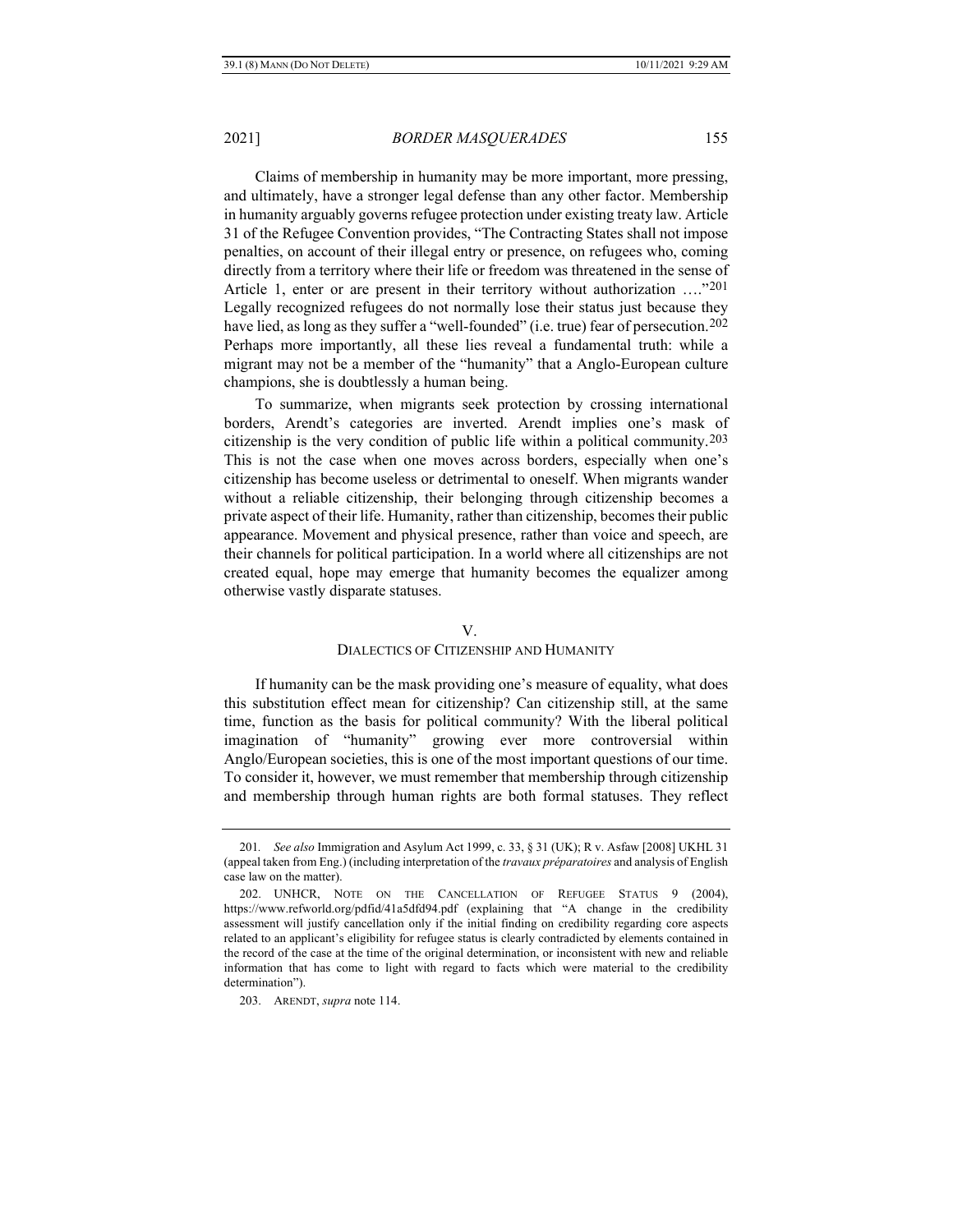Claims of membership in humanity may be more important, more pressing, and ultimately, have a stronger legal defense than any other factor. Membership in humanity arguably governs refugee protection under existing treaty law. Article 31 of the Refugee Convention provides, "The Contracting States shall not impose penalties, on account of their illegal entry or presence, on refugees who, coming directly from a territory where their life or freedom was threatened in the sense of Article 1, enter or are present in their territory without authorization …."[201] Legally recognized refugees do not normally lose their status just because they have lied, as long as they suffer a "well-founded" (i.e. true) fear of persecution.[202] Perhaps more importantly, all these lies reveal a fundamental truth: while a migrant may not be a member of the "humanity" that a Anglo-European culture champions, she is doubtlessly a human being.

To summarize, when migrants seek protection by crossing international borders, Arendt's categories are inverted. Arendt implies one's mask of citizenship is the very condition of public life within a political community.[203] This is not the case when one moves across borders, especially when one's citizenship has become useless or detrimental to oneself. When migrants wander without a reliable citizenship, their belonging through citizenship becomes a private aspect of their life. Humanity, rather than citizenship, becomes their public appearance. Movement and physical presence, rather than voice and speech, are their channels for political participation. In a world where all citizenships are not created equal, hope may emerge that humanity becomes the equalizer among otherwise vastly disparate statuses.

## V.
## DIALECTICS OF CITIZENSHIP AND HUMANITY

If humanity can be the mask providing one's measure of equality, what does this substitution effect mean for citizenship? Can citizenship still, at the same time, function as the basis for political community? With the liberal political imagination of "humanity" growing ever more controversial within Anglo/European societies, this is one of the most important questions of our time. To consider it, however, we must remember that membership through citizenship and membership through human rights are both formal statuses. They reflect

---

201. *See also* Immigration and Asylum Act 1999, c. 33, § 31 (UK); R v. Asfaw [2008] UKHL 31 (appeal taken from Eng.) (including interpretation of the *travaux préparatoires* and analysis of English case law on the matter).

202. UNHCR, NOTE ON THE CANCELLATION OF REFUGEE STATUS 9 (2004), https://www.refworld.org/pdfid/41a5dfd94.pdf (explaining that "A change in the credibility assessment will justify cancellation only if the initial finding on credibility regarding core aspects related to an applicant's eligibility for refugee status is clearly contradicted by elements contained in the record of the case at the time of the original determination, or inconsistent with new and reliable information that has come to light with regard to facts which were material to the credibility determination").

203. ARENDT, *supra* note 114.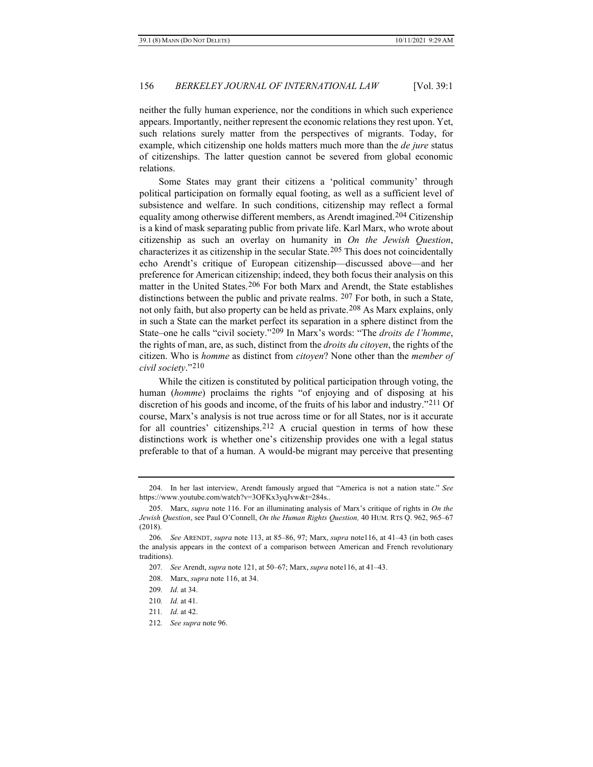neither the fully human experience, nor the conditions in which such experience appears. Importantly, neither represent the economic relations they rest upon. Yet, such relations surely matter from the perspectives of migrants. Today, for example, which citizenship one holds matters much more than the *de jure* status of citizenships. The latter question cannot be severed from global economic relations.

Some States may grant their citizens a 'political community' through political participation on formally equal footing, as well as a sufficient level of subsistence and welfare. In such conditions, citizenship may reflect a formal equality among otherwise different members, as Arendt imagined.[204] Citizenship is a kind of mask separating public from private life. Karl Marx, who wrote about citizenship as such an overlay on humanity in *On the Jewish Question*, characterizes it as citizenship in the secular State.[205] This does not coincidentally echo Arendt's critique of European citizenship—discussed above—and her preference for American citizenship; indeed, they both focus their analysis on this matter in the United States.[206] For both Marx and Arendt, the State establishes distinctions between the public and private realms. [207] For both, in such a State, not only faith, but also property can be held as private.[208] As Marx explains, only in such a State can the market perfect its separation in a sphere distinct from the State–one he calls "civil society."[209] In Marx's words: "The *droits de l'homme*, the rights of man, are, as such, distinct from the *droits du citoyen*, the rights of the citizen. Who is *homme* as distinct from *citoyen*? None other than the *member of civil society*."[210]

While the citizen is constituted by political participation through voting, the human (*homme*) proclaims the rights "of enjoying and of disposing at his discretion of his goods and income, of the fruits of his labor and industry."[211] Of course, Marx's analysis is not true across time or for all States, nor is it accurate for all countries' citizenships.[212] A crucial question in terms of how these distinctions work is whether one's citizenship provides one with a legal status preferable to that of a human. A would-be migrant may perceive that presenting

---

204. In her last interview, Arendt famously argued that "America is not a nation state." *See* https://www.youtube.com/watch?v=3OFKx3yqJvw&t=284s..

205. Marx, *supra* note 116. For an illuminating analysis of Marx's critique of rights in *On the Jewish Question*, see Paul O'Connell, *On the Human Rights Question,* 40 HUM. RTS Q. 962, 965–67 (2018).

206*. See* ARENDT, *supra* note 113, at 85–86, 97; Marx, *supra* note116, at 41–43 (in both cases the analysis appears in the context of a comparison between American and French revolutionary traditions).

207*. See* Arendt, *supra* note 121, at 50–67; Marx, *supra* note116, at 41–43.

208. Marx, *supra* note 116, at 34.

209*. Id.* at 34.

210*. Id.* at 41.

211*. Id.* at 42.

212*. See supra* note 96.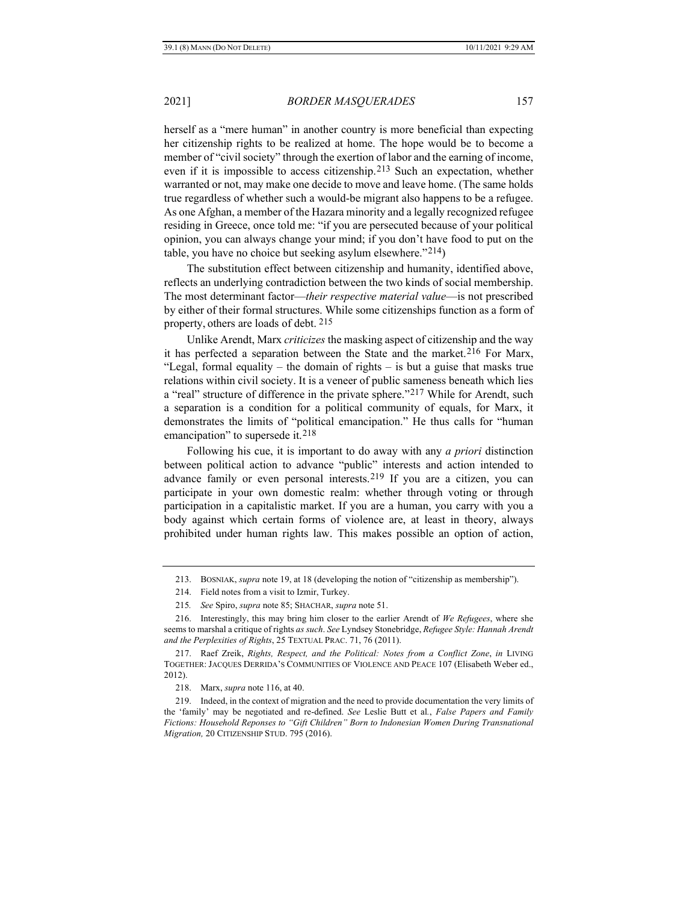herself as a "mere human" in another country is more beneficial than expecting her citizenship rights to be realized at home. The hope would be to become a member of "civil society" through the exertion of labor and the earning of income, even if it is impossible to access citizenship.[213] Such an expectation, whether warranted or not, may make one decide to move and leave home. (The same holds true regardless of whether such a would-be migrant also happens to be a refugee. As one Afghan, a member of the Hazara minority and a legally recognized refugee residing in Greece, once told me: "if you are persecuted because of your political opinion, you can always change your mind; if you don't have food to put on the table, you have no choice but seeking asylum elsewhere."[214])

The substitution effect between citizenship and humanity, identified above, reflects an underlying contradiction between the two kinds of social membership. The most determinant factor—*their respective material value*—is not prescribed by either of their formal structures. While some citizenships function as a form of property, others are loads of debt.[215]

Unlike Arendt, Marx *criticizes* the masking aspect of citizenship and the way it has perfected a separation between the State and the market.[216] For Marx, "Legal, formal equality – the domain of rights – is but a guise that masks true relations within civil society. It is a veneer of public sameness beneath which lies a "real" structure of difference in the private sphere."[217] While for Arendt, such a separation is a condition for a political community of equals, for Marx, it demonstrates the limits of "political emancipation." He thus calls for "human emancipation" to supersede it.[218]

Following his cue, it is important to do away with any *a priori* distinction between political action to advance "public" interests and action intended to advance family or even personal interests.[219] If you are a citizen, you can participate in your own domestic realm: whether through voting or through participation in a capitalistic market. If you are a human, you carry with you a body against which certain forms of violence are, at least in theory, always prohibited under human rights law. This makes possible an option of action,

---

213. BOSNIAK, *supra* note 19, at 18 (developing the notion of "citizenship as membership").

214. Field notes from a visit to Izmir, Turkey.

215. *See* Spiro, *supra* note 85; SHACHAR, *supra* note 51.

216. Interestingly, this may bring him closer to the earlier Arendt of *We Refugees*, where she seems to marshal a critique of rights *as such*. *See* Lyndsey Stonebridge, *Refugee Style: Hannah Arendt and the Perplexities of Rights*, 25 TEXTUAL PRAC. 71, 76 (2011).

217. Raef Zreik, *Rights, Respect, and the Political: Notes from a Conflict Zone*, *in* LIVING TOGETHER: JACQUES DERRIDA'S COMMUNITIES OF VIOLENCE AND PEACE 107 (Elisabeth Weber ed., 2012).

218. Marx, *supra* note 116, at 40.

219. Indeed, in the context of migration and the need to provide documentation the very limits of the 'family' may be negotiated and re-defined. *See* Leslie Butt et al., *False Papers and Family Fictions: Household Reponses to "Gift Children" Born to Indonesian Women During Transnational Migration,* 20 CITIZENSHIP STUD. 795 (2016).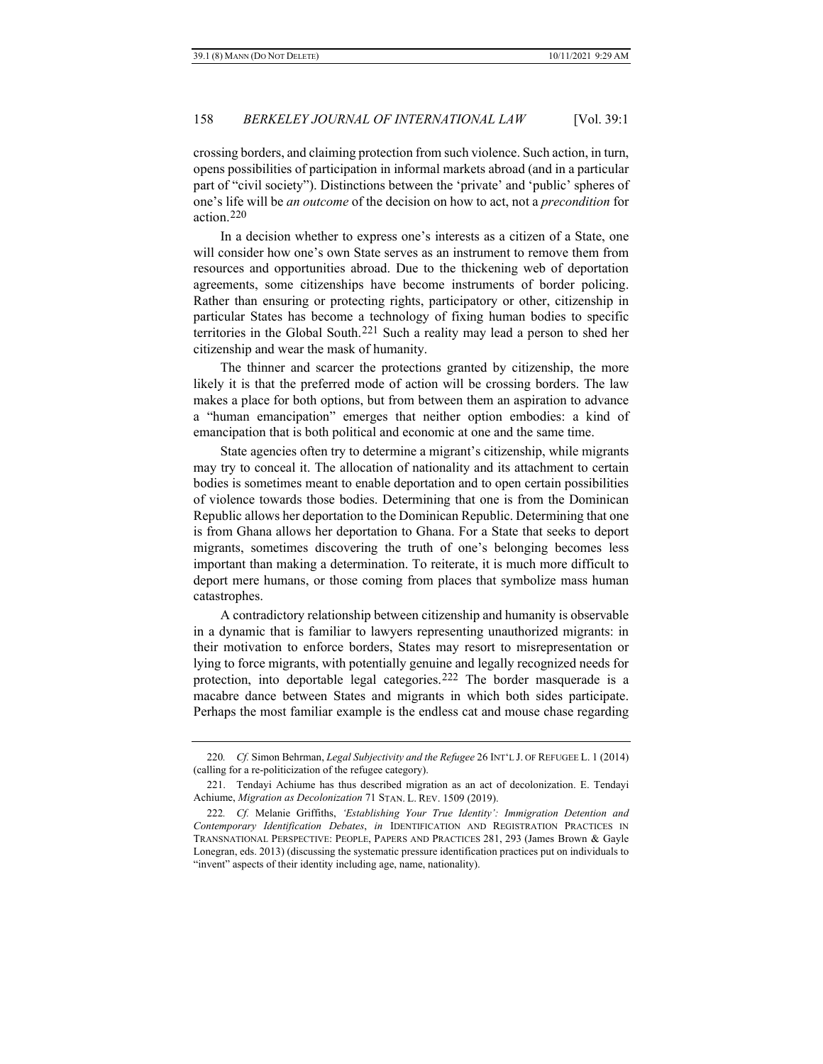crossing borders, and claiming protection from such violence. Such action, in turn, opens possibilities of participation in informal markets abroad (and in a particular part of "civil society"). Distinctions between the 'private' and 'public' spheres of one's life will be *an outcome* of the decision on how to act, not a *precondition* for action.[220]

In a decision whether to express one's interests as a citizen of a State, one will consider how one's own State serves as an instrument to remove them from resources and opportunities abroad. Due to the thickening web of deportation agreements, some citizenships have become instruments of border policing. Rather than ensuring or protecting rights, participatory or other, citizenship in particular States has become a technology of fixing human bodies to specific territories in the Global South.[221] Such a reality may lead a person to shed her citizenship and wear the mask of humanity.

The thinner and scarcer the protections granted by citizenship, the more likely it is that the preferred mode of action will be crossing borders. The law makes a place for both options, but from between them an aspiration to advance a "human emancipation" emerges that neither option embodies: a kind of emancipation that is both political and economic at one and the same time.

State agencies often try to determine a migrant's citizenship, while migrants may try to conceal it. The allocation of nationality and its attachment to certain bodies is sometimes meant to enable deportation and to open certain possibilities of violence towards those bodies. Determining that one is from the Dominican Republic allows her deportation to the Dominican Republic. Determining that one is from Ghana allows her deportation to Ghana. For a State that seeks to deport migrants, sometimes discovering the truth of one's belonging becomes less important than making a determination. To reiterate, it is much more difficult to deport mere humans, or those coming from places that symbolize mass human catastrophes.

A contradictory relationship between citizenship and humanity is observable in a dynamic that is familiar to lawyers representing unauthorized migrants: in their motivation to enforce borders, States may resort to misrepresentation or lying to force migrants, with potentially genuine and legally recognized needs for protection, into deportable legal categories.[222] The border masquerade is a macabre dance between States and migrants in which both sides participate. Perhaps the most familiar example is the endless cat and mouse chase regarding

---

220. *Cf.* Simon Behrman, *Legal Subjectivity and the Refugee* 26 INT'L J. OF REFUGEE L. 1 (2014) (calling for a re-politicization of the refugee category).

221. Tendayi Achiume has thus described migration as an act of decolonization. E. Tendayi Achiume, *Migration as Decolonization* 71 STAN. L. REV. 1509 (2019).

222. *Cf.* Melanie Griffiths, *'Establishing Your True Identity': Immigration Detention and Contemporary Identification Debates*, *in* IDENTIFICATION AND REGISTRATION PRACTICES IN TRANSNATIONAL PERSPECTIVE: PEOPLE, PAPERS AND PRACTICES 281, 293 (James Brown & Gayle Lonegran, eds. 2013) (discussing the systematic pressure identification practices put on individuals to "invent" aspects of their identity including age, name, nationality).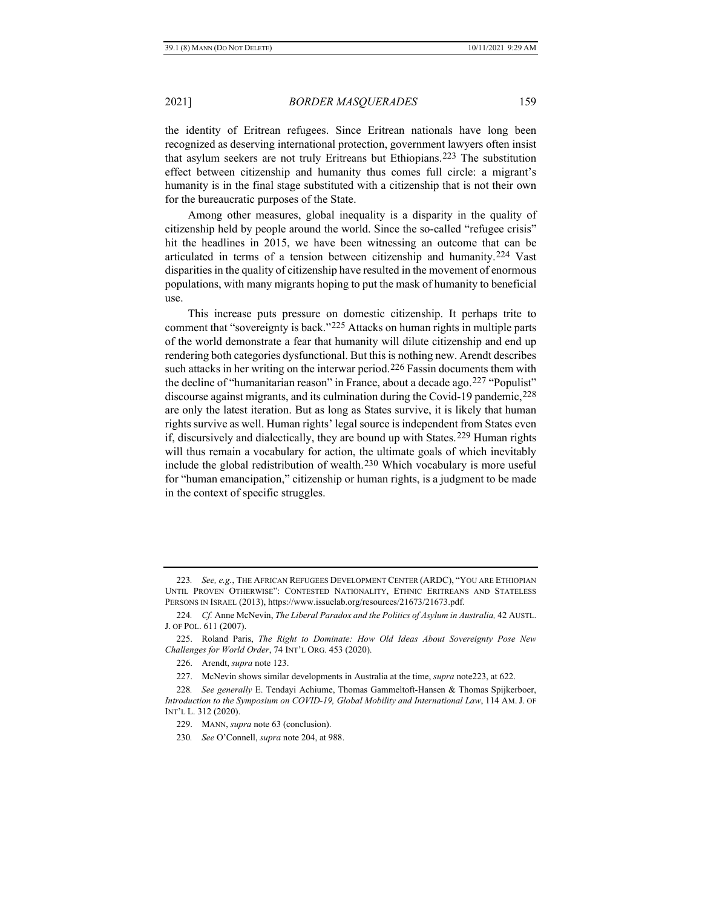the identity of Eritrean refugees. Since Eritrean nationals have long been recognized as deserving international protection, government lawyers often insist that asylum seekers are not truly Eritreans but Ethiopians.[223] The substitution effect between citizenship and humanity thus comes full circle: a migrant's humanity is in the final stage substituted with a citizenship that is not their own for the bureaucratic purposes of the State.

Among other measures, global inequality is a disparity in the quality of citizenship held by people around the world. Since the so-called "refugee crisis" hit the headlines in 2015, we have been witnessing an outcome that can be articulated in terms of a tension between citizenship and humanity.[224] Vast disparities in the quality of citizenship have resulted in the movement of enormous populations, with many migrants hoping to put the mask of humanity to beneficial use.

This increase puts pressure on domestic citizenship. It perhaps trite to comment that "sovereignty is back."[225] Attacks on human rights in multiple parts of the world demonstrate a fear that humanity will dilute citizenship and end up rendering both categories dysfunctional. But this is nothing new. Arendt describes such attacks in her writing on the interwar period.[226] Fassin documents them with the decline of "humanitarian reason" in France, about a decade ago.[227] "Populist" discourse against migrants, and its culmination during the Covid-19 pandemic,[228] are only the latest iteration. But as long as States survive, it is likely that human rights survive as well. Human rights' legal source is independent from States even if, discursively and dialectically, they are bound up with States.[229] Human rights will thus remain a vocabulary for action, the ultimate goals of which inevitably include the global redistribution of wealth.[230] Which vocabulary is more useful for "human emancipation," citizenship or human rights, is a judgment to be made in the context of specific struggles.

---

223. *See, e.g.*, THE AFRICAN REFUGEES DEVELOPMENT CENTER (ARDC), "YOU ARE ETHIOPIAN UNTIL PROVEN OTHERWISE": CONTESTED NATIONALITY, ETHNIC ERITREANS AND STATELESS PERSONS IN ISRAEL (2013), https://www.issuelab.org/resources/21673/21673.pdf.

224. *Cf.* Anne McNevin, *The Liberal Paradox and the Politics of Asylum in Australia,* 42 AUSTL. J. OF POL. 611 (2007).

225. Roland Paris, *The Right to Dominate: How Old Ideas About Sovereignty Pose New Challenges for World Order*, 74 INT'L ORG. 453 (2020).

226. Arendt, *supra* note 123.

227. McNevin shows similar developments in Australia at the time, *supra* note223, at 622.

228. *See generally* E. Tendayi Achiume, Thomas Gammeltoft-Hansen & Thomas Spijkerboer, *Introduction to the Symposium on COVID-19, Global Mobility and International Law*, 114 AM. J. OF INT'L L. 312 (2020).

229. MANN, *supra* note 63 (conclusion).

230. *See* O'Connell, *supra* note 204, at 988.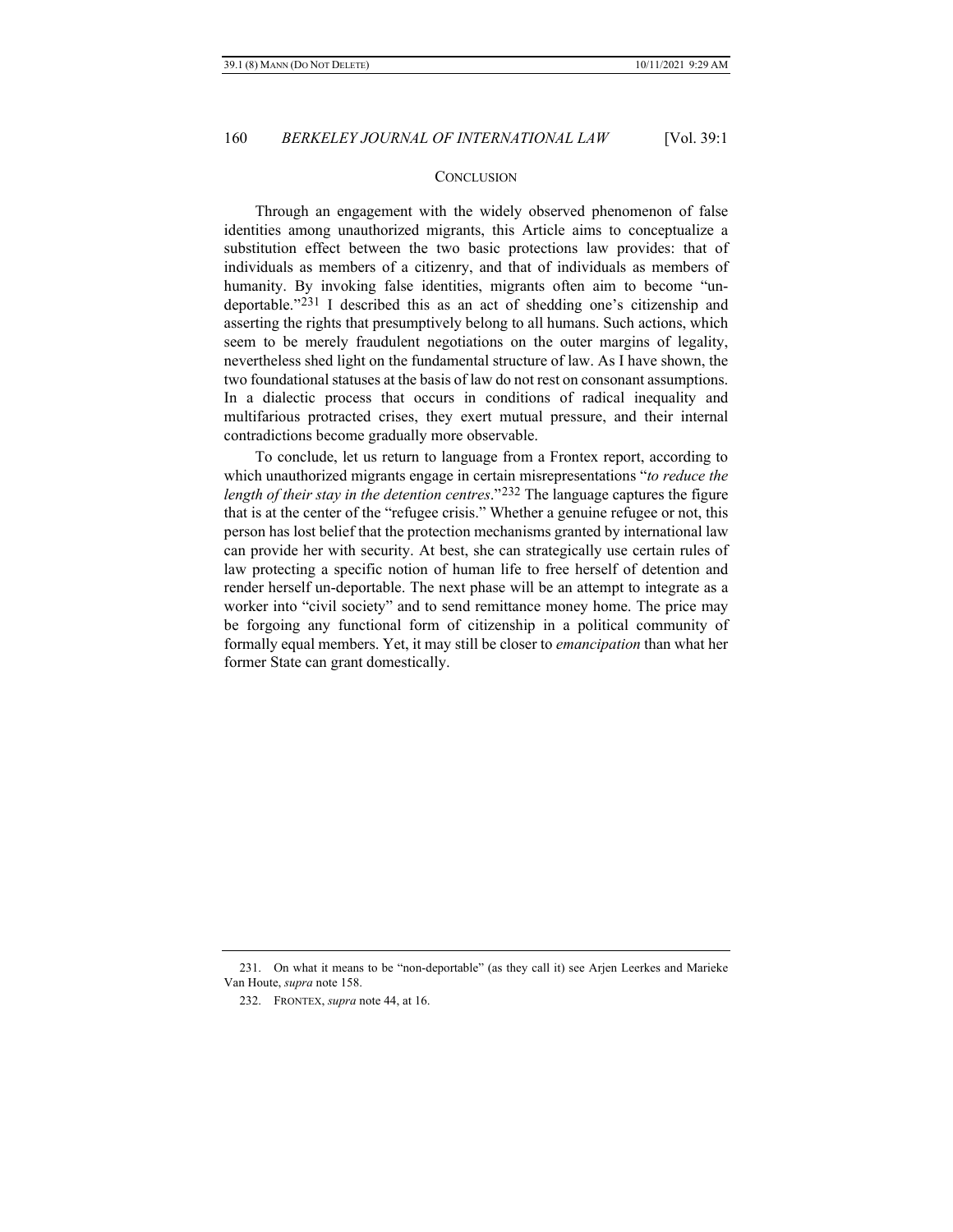## CONCLUSION

Through an engagement with the widely observed phenomenon of false identities among unauthorized migrants, this Article aims to conceptualize a substitution effect between the two basic protections law provides: that of individuals as members of a citizenry, and that of individuals as members of humanity. By invoking false identities, migrants often aim to become "un-deportable."[231] I described this as an act of shedding one's citizenship and asserting the rights that presumptively belong to all humans. Such actions, which seem to be merely fraudulent negotiations on the outer margins of legality, nevertheless shed light on the fundamental structure of law. As I have shown, the two foundational statuses at the basis of law do not rest on consonant assumptions. In a dialectic process that occurs in conditions of radical inequality and multifarious protracted crises, they exert mutual pressure, and their internal contradictions become gradually more observable.

To conclude, let us return to language from a Frontex report, according to which unauthorized migrants engage in certain misrepresentations "*to reduce the length of their stay in the detention centres*."[232] The language captures the figure that is at the center of the "refugee crisis." Whether a genuine refugee or not, this person has lost belief that the protection mechanisms granted by international law can provide her with security. At best, she can strategically use certain rules of law protecting a specific notion of human life to free herself of detention and render herself un-deportable. The next phase will be an attempt to integrate as a worker into "civil society" and to send remittance money home. The price may be forgoing any functional form of citizenship in a political community of formally equal members. Yet, it may still be closer to *emancipation* than what her former State can grant domestically.

---

231. On what it means to be "non-deportable" (as they call it) see Arjen Leerkes and Marieke Van Houte, *supra* note 158.

232. FRONTEX, *supra* note 44, at 16.